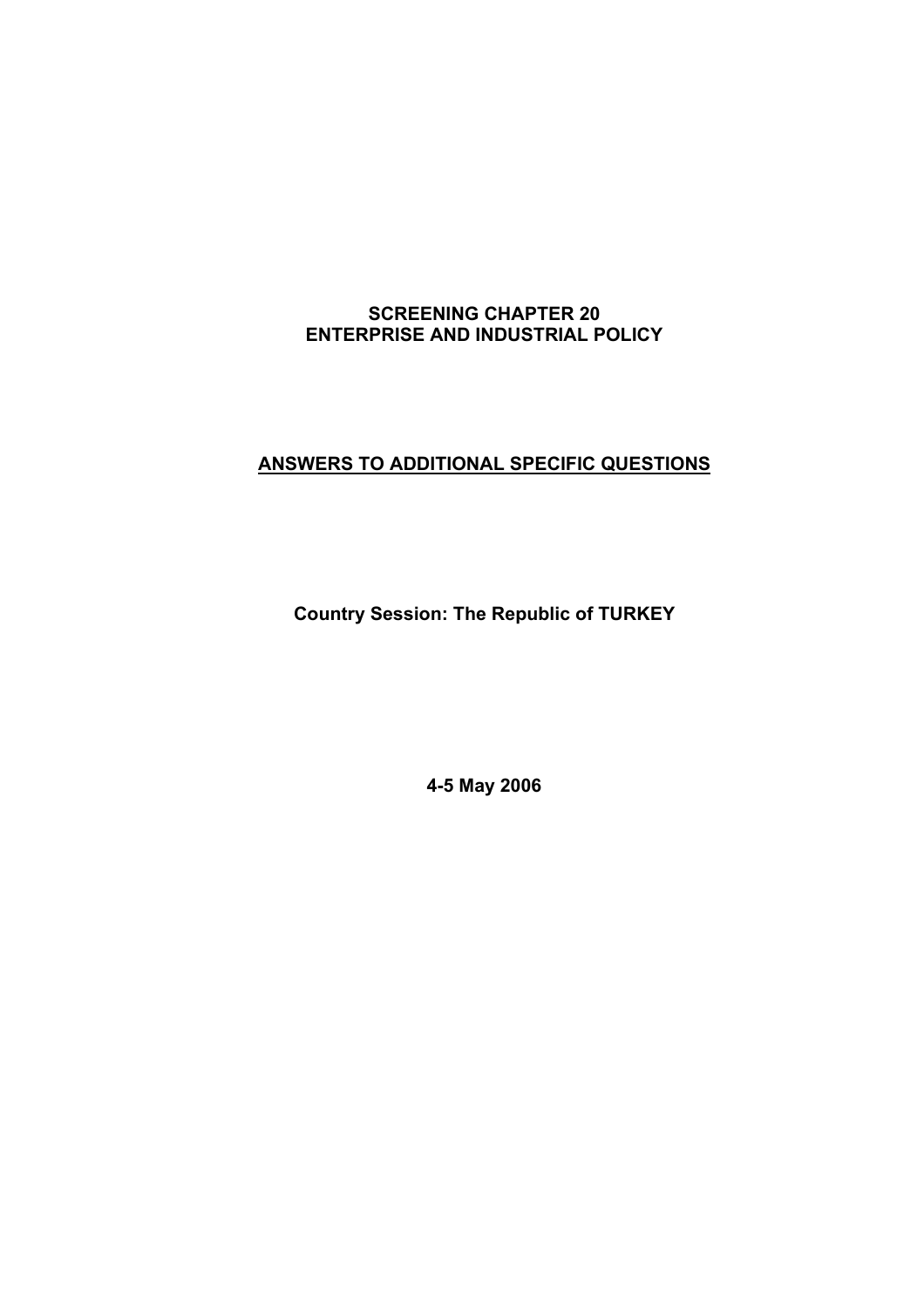# SCREENING CHAPTER 20
# ENTERPRISE AND INDUSTRIAL POLICY

## <u>ANSWERS TO ADDITIONAL SPECIFIC QUESTIONS</u>

**Country Session: The Republic of TURKEY**

**4-5 May 2006**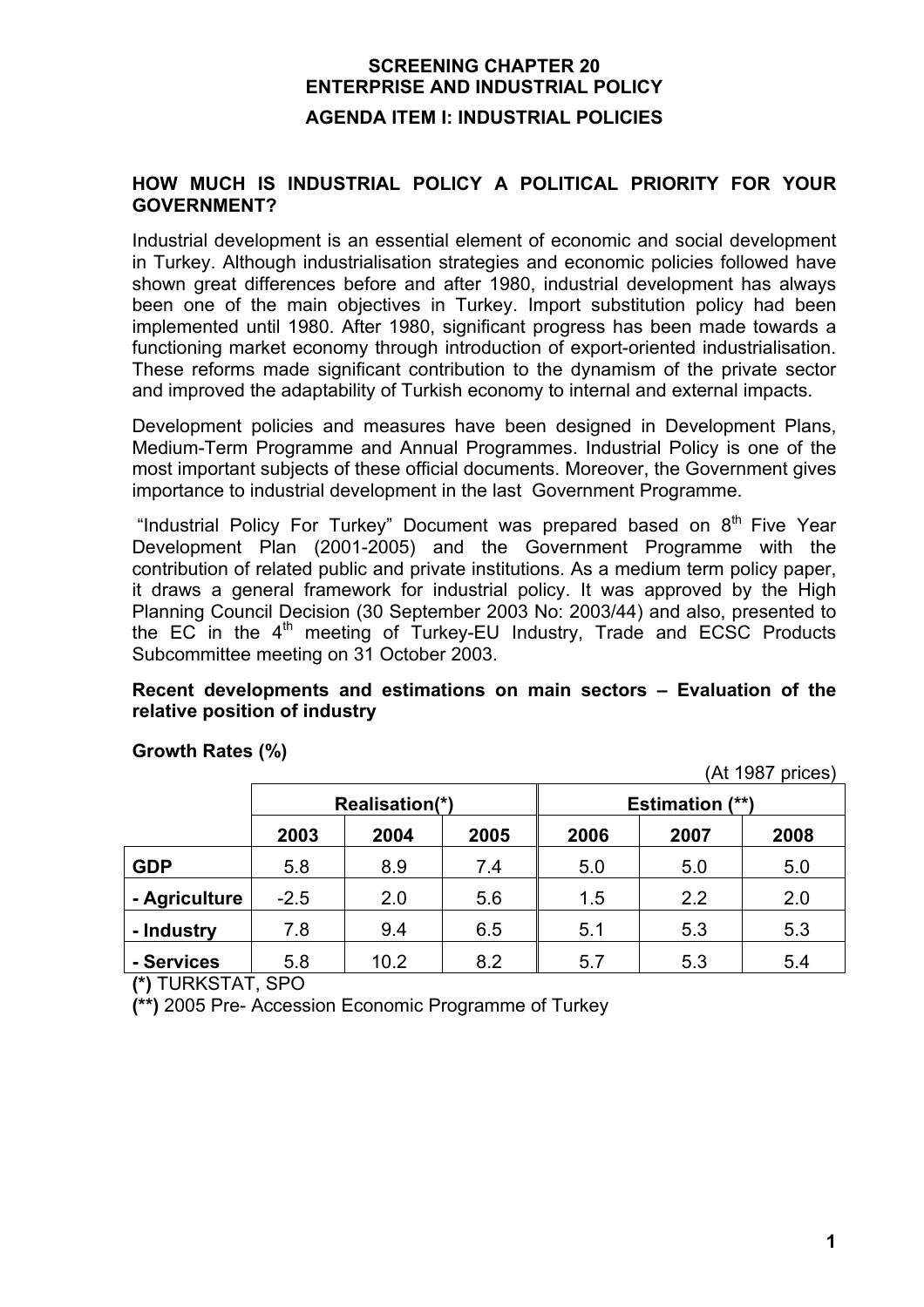# SCREENING CHAPTER 20
# ENTERPRISE AND INDUSTRIAL POLICY
## AGENDA ITEM I: INDUSTRIAL POLICIES

### HOW MUCH IS INDUSTRIAL POLICY A POLITICAL PRIORITY FOR YOUR GOVERNMENT?

Industrial development is an essential element of economic and social development in Turkey. Although industrialisation strategies and economic policies followed have shown great differences before and after 1980, industrial development has always been one of the main objectives in Turkey. Import substitution policy had been implemented until 1980. After 1980, significant progress has been made towards a functioning market economy through introduction of export-oriented industrialisation. These reforms made significant contribution to the dynamism of the private sector and improved the adaptability of Turkish economy to internal and external impacts.

Development policies and measures have been designed in Development Plans, Medium-Term Programme and Annual Programmes. Industrial Policy is one of the most important subjects of these official documents. Moreover, the Government gives importance to industrial development in the last Government Programme.

"Industrial Policy For Turkey" Document was prepared based on 8th Five Year Development Plan (2001-2005) and the Government Programme with the contribution of related public and private institutions. As a medium term policy paper, it draws a general framework for industrial policy. It was approved by the High Planning Council Decision (30 September 2003 No: 2003/44) and also, presented to the EC in the 4th meeting of Turkey-EU Industry, Trade and ECSC Products Subcommittee meeting on 31 October 2003.

### Recent developments and estimations on main sectors – Evaluation of the relative position of industry

**Growth Rates (%)**

(At 1987 prices)

| | Realisation(*) | | | Estimation (**) | | |
|---|---|---|---|---|---|---|
| | 2003 | 2004 | 2005 | 2006 | 2007 | 2008 |
| **GDP** | 5.8 | 8.9 | 7.4 | 5.0 | 5.0 | 5.0 |
| **- Agriculture** | -2.5 | 2.0 | 5.6 | 1.5 | 2.2 | 2.0 |
| **- Industry** | 7.8 | 9.4 | 6.5 | 5.1 | 5.3 | 5.3 |
| **- Services** | 5.8 | 10.2 | 8.2 | 5.7 | 5.3 | 5.4 |

**(*)** TURKSTAT, SPO
**(**)** 2005 Pre- Accession Economic Programme of Turkey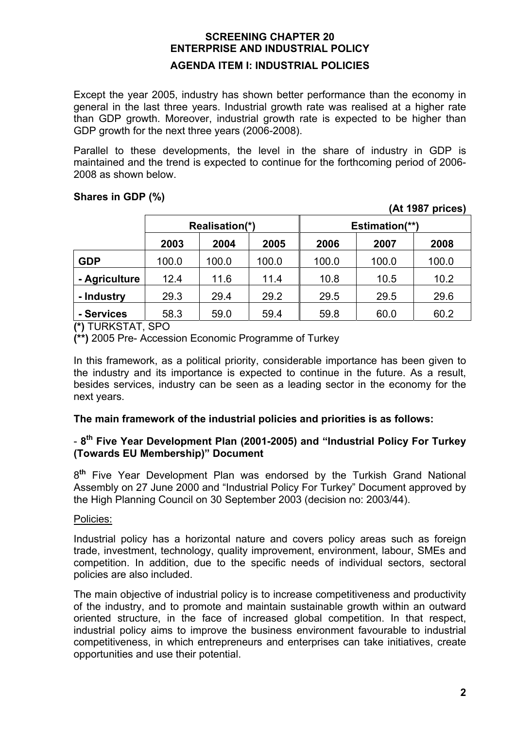# SCREENING CHAPTER 20
# ENTERPRISE AND INDUSTRIAL POLICY
## AGENDA ITEM I: INDUSTRIAL POLICIES

Except the year 2005, industry has shown better performance than the economy in general in the last three years. Industrial growth rate was realised at a higher rate than GDP growth. Moreover, industrial growth rate is expected to be higher than GDP growth for the next three years (2006-2008).

Parallel to these developments, the level in the share of industry in GDP is maintained and the trend is expected to continue for the forthcoming period of 2006-2008 as shown below.

**Shares in GDP (%)**

**(At 1987 prices)**

| | Realisation(*) | | | Estimation(**) | | |
|---|---|---|---|---|---|---|
| | **2003** | **2004** | **2005** | **2006** | **2007** | **2008** |
| **GDP** | 100.0 | 100.0 | 100.0 | 100.0 | 100.0 | 100.0 |
| **- Agriculture** | 12.4 | 11.6 | 11.4 | 10.8 | 10.5 | 10.2 |
| **- Industry** | 29.3 | 29.4 | 29.2 | 29.5 | 29.5 | 29.6 |
| **- Services** | 58.3 | 59.0 | 59.4 | 59.8 | 60.0 | 60.2 |

**(*)** TURKSTAT, SPO

**(**)** 2005 Pre- Accession Economic Programme of Turkey

In this framework, as a political priority, considerable importance has been given to the industry and its importance is expected to continue in the future. As a result, besides services, industry can be seen as a leading sector in the economy for the next years.

**The main framework of the industrial policies and priorities is as follows:**

### - 8th Five Year Development Plan (2001-2005) and "Industrial Policy For Turkey (Towards EU Membership)" Document

8th Five Year Development Plan was endorsed by the Turkish Grand National Assembly on 27 June 2000 and "Industrial Policy For Turkey" Document approved by the High Planning Council on 30 September 2003 (decision no: 2003/44).

Policies:

Industrial policy has a horizontal nature and covers policy areas such as foreign trade, investment, technology, quality improvement, environment, labour, SMEs and competition. In addition, due to the specific needs of individual sectors, sectoral policies are also included.

The main objective of industrial policy is to increase competitiveness and productivity of the industry, and to promote and maintain sustainable growth within an outward oriented structure, in the face of increased global competition. In that respect, industrial policy aims to improve the business environment favourable to industrial competitiveness, in which entrepreneurs and enterprises can take initiatives, create opportunities and use their potential.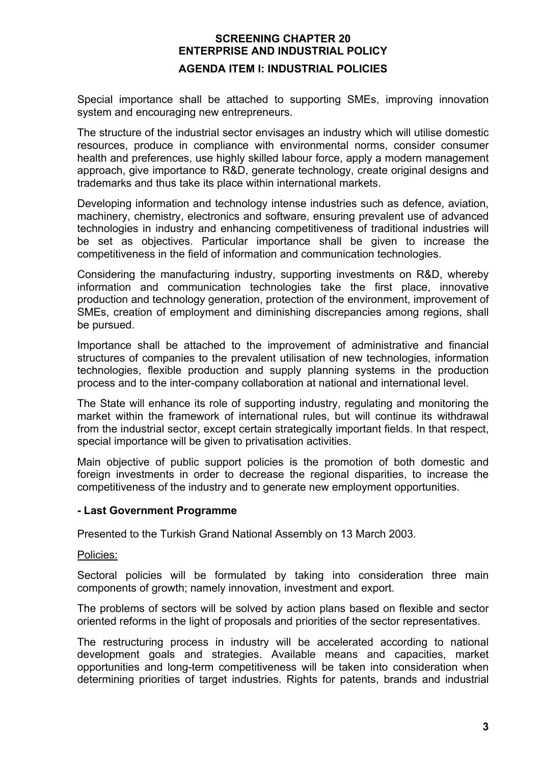**SCREENING CHAPTER 20**
**ENTERPRISE AND INDUSTRIAL POLICY**
**AGENDA ITEM I: INDUSTRIAL POLICIES**

Special importance shall be attached to supporting SMEs, improving innovation system and encouraging new entrepreneurs.

The structure of the industrial sector envisages an industry which will utilise domestic resources, produce in compliance with environmental norms, consider consumer health and preferences, use highly skilled labour force, apply a modern management approach, give importance to R&D, generate technology, create original designs and trademarks and thus take its place within international markets.

Developing information and technology intense industries such as defence, aviation, machinery, chemistry, electronics and software, ensuring prevalent use of advanced technologies in industry and enhancing competitiveness of traditional industries will be set as objectives. Particular importance shall be given to increase the competitiveness in the field of information and communication technologies.

Considering the manufacturing industry, supporting investments on R&D, whereby information and communication technologies take the first place, innovative production and technology generation, protection of the environment, improvement of SMEs, creation of employment and diminishing discrepancies among regions, shall be pursued.

Importance shall be attached to the improvement of administrative and financial structures of companies to the prevalent utilisation of new technologies, information technologies, flexible production and supply planning systems in the production process and to the inter-company collaboration at national and international level.

The State will enhance its role of supporting industry, regulating and monitoring the market within the framework of international rules, but will continue its withdrawal from the industrial sector, except certain strategically important fields. In that respect, special importance will be given to privatisation activities.

Main objective of public support policies is the promotion of both domestic and foreign investments in order to decrease the regional disparities, to increase the competitiveness of the industry and to generate new employment opportunities.

**- Last Government Programme**

Presented to the Turkish Grand National Assembly on 13 March 2003.

Policies:

Sectoral policies will be formulated by taking into consideration three main components of growth; namely innovation, investment and export.

The problems of sectors will be solved by action plans based on flexible and sector oriented reforms in the light of proposals and priorities of the sector representatives.

The restructuring process in industry will be accelerated according to national development goals and strategies. Available means and capacities, market opportunities and long-term competitiveness will be taken into consideration when determining priorities of target industries. Rights for patents, brands and industrial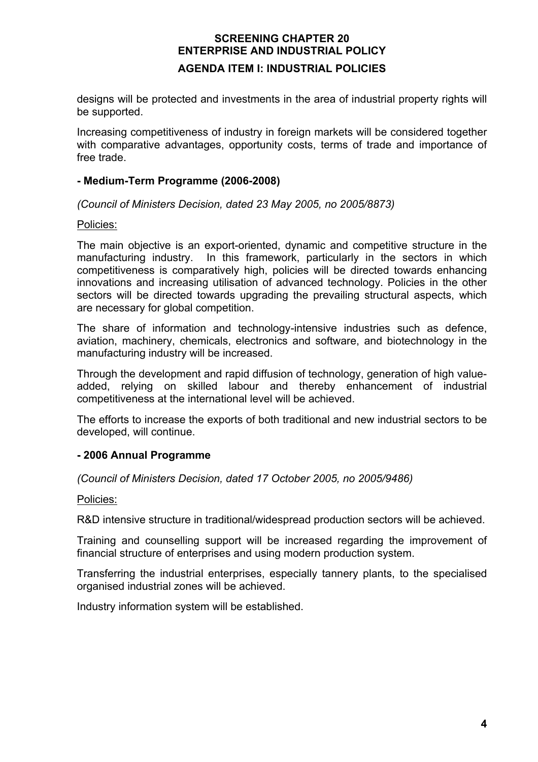designs will be protected and investments in the area of industrial property rights will be supported.

Increasing competitiveness of industry in foreign markets will be considered together with comparative advantages, opportunity costs, terms of trade and importance of free trade.

### - Medium-Term Programme (2006-2008)

*(Council of Ministers Decision, dated 23 May 2005, no 2005/8873)*

Policies:

The main objective is an export-oriented, dynamic and competitive structure in the manufacturing industry. In this framework, particularly in the sectors in which competitiveness is comparatively high, policies will be directed towards enhancing innovations and increasing utilisation of advanced technology. Policies in the other sectors will be directed towards upgrading the prevailing structural aspects, which are necessary for global competition.

The share of information and technology-intensive industries such as defence, aviation, machinery, chemicals, electronics and software, and biotechnology in the manufacturing industry will be increased.

Through the development and rapid diffusion of technology, generation of high value-added, relying on skilled labour and thereby enhancement of industrial competitiveness at the international level will be achieved.

The efforts to increase the exports of both traditional and new industrial sectors to be developed, will continue.

### - 2006 Annual Programme

*(Council of Ministers Decision, dated 17 October 2005, no 2005/9486)*

Policies:

R&D intensive structure in traditional/widespread production sectors will be achieved.

Training and counselling support will be increased regarding the improvement of financial structure of enterprises and using modern production system.

Transferring the industrial enterprises, especially tannery plants, to the specialised organised industrial zones will be achieved.

Industry information system will be established.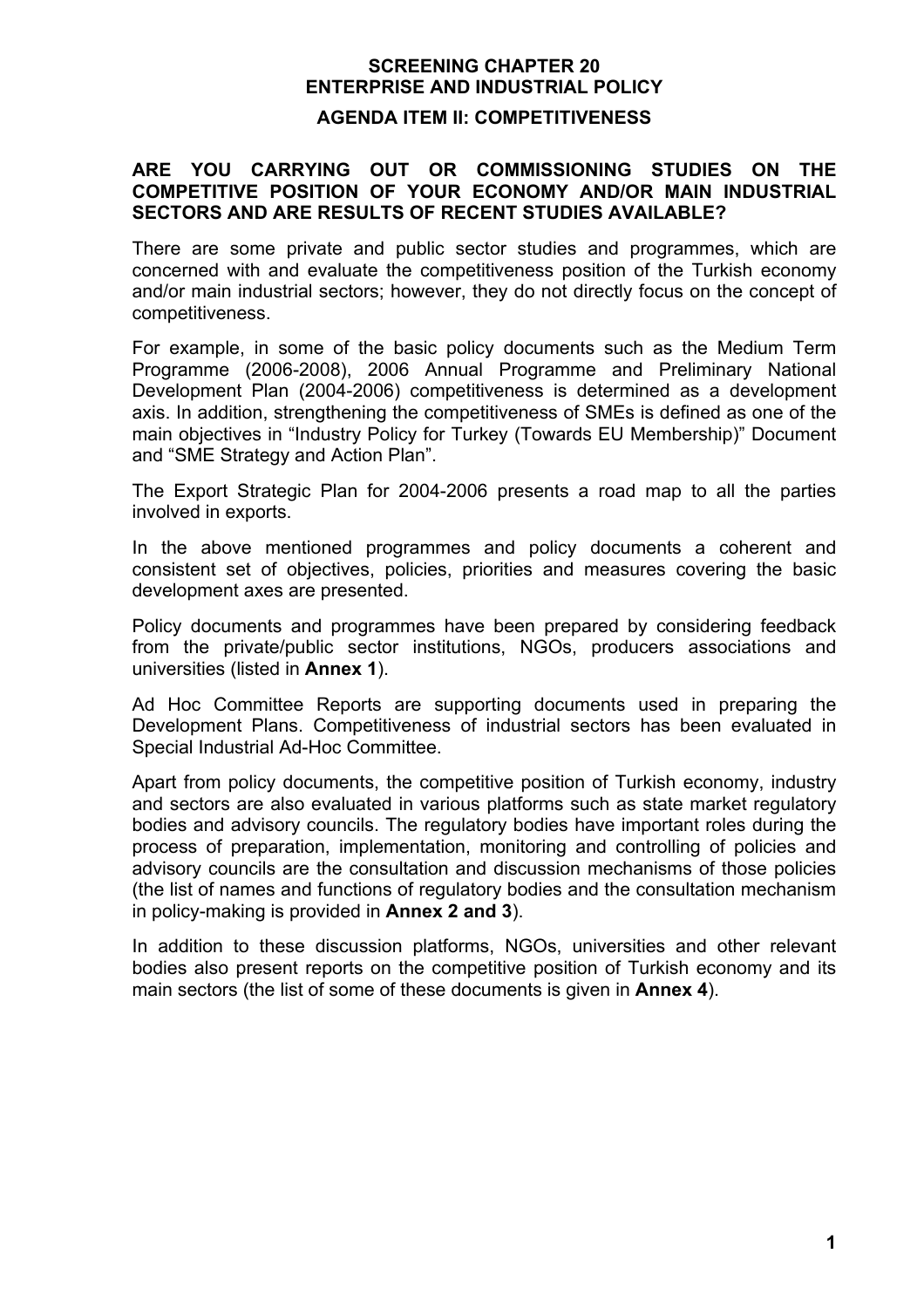# SCREENING CHAPTER 20
# ENTERPRISE AND INDUSTRIAL POLICY

## AGENDA ITEM II: COMPETITIVENESS

### ARE YOU CARRYING OUT OR COMMISSIONING STUDIES ON THE COMPETITIVE POSITION OF YOUR ECONOMY AND/OR MAIN INDUSTRIAL SECTORS AND ARE RESULTS OF RECENT STUDIES AVAILABLE?

There are some private and public sector studies and programmes, which are concerned with and evaluate the competitiveness position of the Turkish economy and/or main industrial sectors; however, they do not directly focus on the concept of competitiveness.

For example, in some of the basic policy documents such as the Medium Term Programme (2006-2008), 2006 Annual Programme and Preliminary National Development Plan (2004-2006) competitiveness is determined as a development axis. In addition, strengthening the competitiveness of SMEs is defined as one of the main objectives in "Industry Policy for Turkey (Towards EU Membership)" Document and "SME Strategy and Action Plan".

The Export Strategic Plan for 2004-2006 presents a road map to all the parties involved in exports.

In the above mentioned programmes and policy documents a coherent and consistent set of objectives, policies, priorities and measures covering the basic development axes are presented.

Policy documents and programmes have been prepared by considering feedback from the private/public sector institutions, NGOs, producers associations and universities (listed in **Annex 1**).

Ad Hoc Committee Reports are supporting documents used in preparing the Development Plans. Competitiveness of industrial sectors has been evaluated in Special Industrial Ad-Hoc Committee.

Apart from policy documents, the competitive position of Turkish economy, industry and sectors are also evaluated in various platforms such as state market regulatory bodies and advisory councils. The regulatory bodies have important roles during the process of preparation, implementation, monitoring and controlling of policies and advisory councils are the consultation and discussion mechanisms of those policies (the list of names and functions of regulatory bodies and the consultation mechanism in policy-making is provided in **Annex 2 and 3**).

In addition to these discussion platforms, NGOs, universities and other relevant bodies also present reports on the competitive position of Turkish economy and its main sectors (the list of some of these documents is given in **Annex 4**).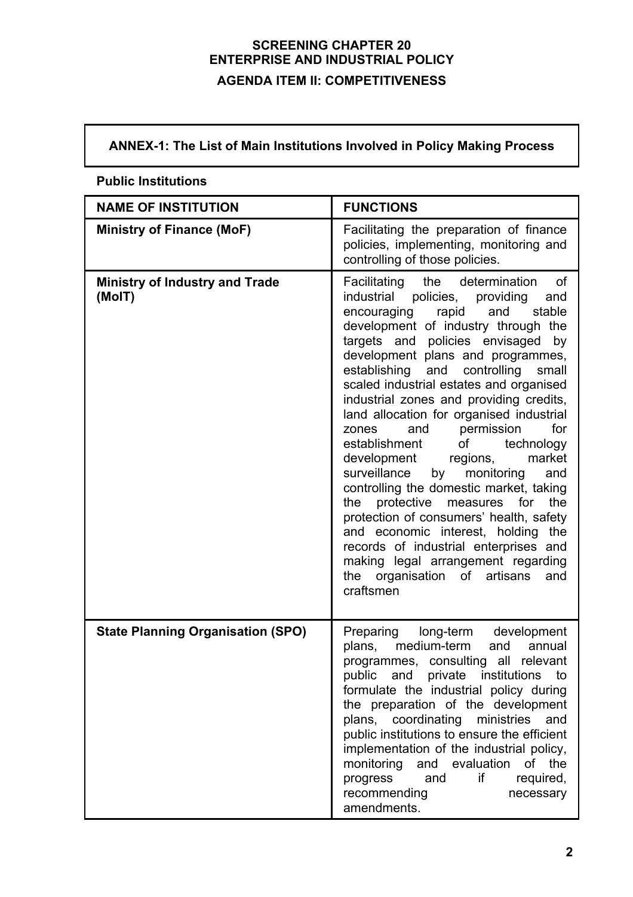**SCREENING CHAPTER 20**
**ENTERPRISE AND INDUSTRIAL POLICY**
**AGENDA ITEM II: COMPETITIVENESS**

**ANNEX-1: The List of Main Institutions Involved in Policy Making Process**

**Public Institutions**

| NAME OF INSTITUTION | FUNCTIONS |
|---|---|
| **Ministry of Finance (MoF)** | Facilitating the preparation of finance policies, implementing, monitoring and controlling of those policies. |
| **Ministry of Industry and Trade (MoIT)** | Facilitating the determination of industrial policies, providing and encouraging rapid and stable development of industry through the targets and policies envisaged by development plans and programmes, establishing and controlling small scaled industrial estates and organised industrial zones and providing credits, land allocation for organised industrial zones and permission for establishment of technology development regions, market surveillance by monitoring and controlling the domestic market, taking the protective measures for the protection of consumers' health, safety and economic interest, holding the records of industrial enterprises and making legal arrangement regarding the organisation of artisans and craftsmen |
| **State Planning Organisation (SPO)** | Preparing long-term development plans, medium-term and annual programmes, consulting all relevant public and private institutions to formulate the industrial policy during the preparation of the development plans, coordinating ministries and public institutions to ensure the efficient implementation of the industrial policy, monitoring and evaluation of the progress and if required, recommending necessary amendments. |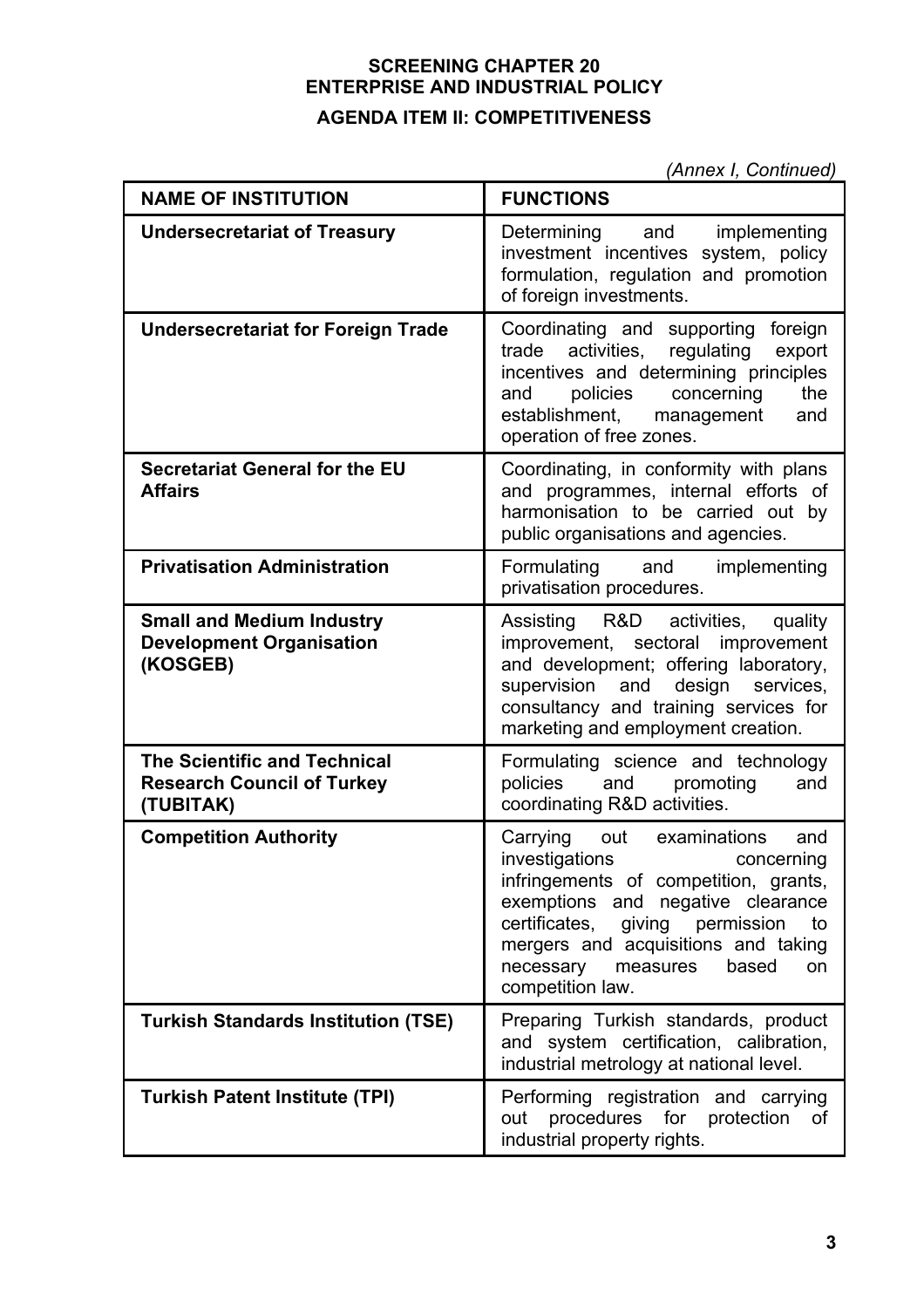**SCREENING CHAPTER 20**
**ENTERPRISE AND INDUSTRIAL POLICY**

**AGENDA ITEM II: COMPETITIVENESS**

*(Annex I, Continued)*

| NAME OF INSTITUTION | FUNCTIONS |
|---|---|
| **Undersecretariat of Treasury** | Determining and implementing investment incentives system, policy formulation, regulation and promotion of foreign investments. |
| **Undersecretariat for Foreign Trade** | Coordinating and supporting foreign trade activities, regulating export incentives and determining principles and policies concerning the establishment, management and operation of free zones. |
| **Secretariat General for the EU Affairs** | Coordinating, in conformity with plans and programmes, internal efforts of harmonisation to be carried out by public organisations and agencies. |
| **Privatisation Administration** | Formulating and implementing privatisation procedures. |
| **Small and Medium Industry Development Organisation (KOSGEB)** | Assisting R&D activities, quality improvement, sectoral improvement and development; offering laboratory, supervision and design services, consultancy and training services for marketing and employment creation. |
| **The Scientific and Technical Research Council of Turkey (TUBITAK)** | Formulating science and technology policies and promoting and coordinating R&D activities. |
| **Competition Authority** | Carrying out examinations and investigations concerning infringements of competition, grants, exemptions and negative clearance certificates, giving permission to mergers and acquisitions and taking necessary measures based on competition law. |
| **Turkish Standards Institution (TSE)** | Preparing Turkish standards, product and system certification, calibration, industrial metrology at national level. |
| **Turkish Patent Institute (TPI)** | Performing registration and carrying out procedures for protection of industrial property rights. |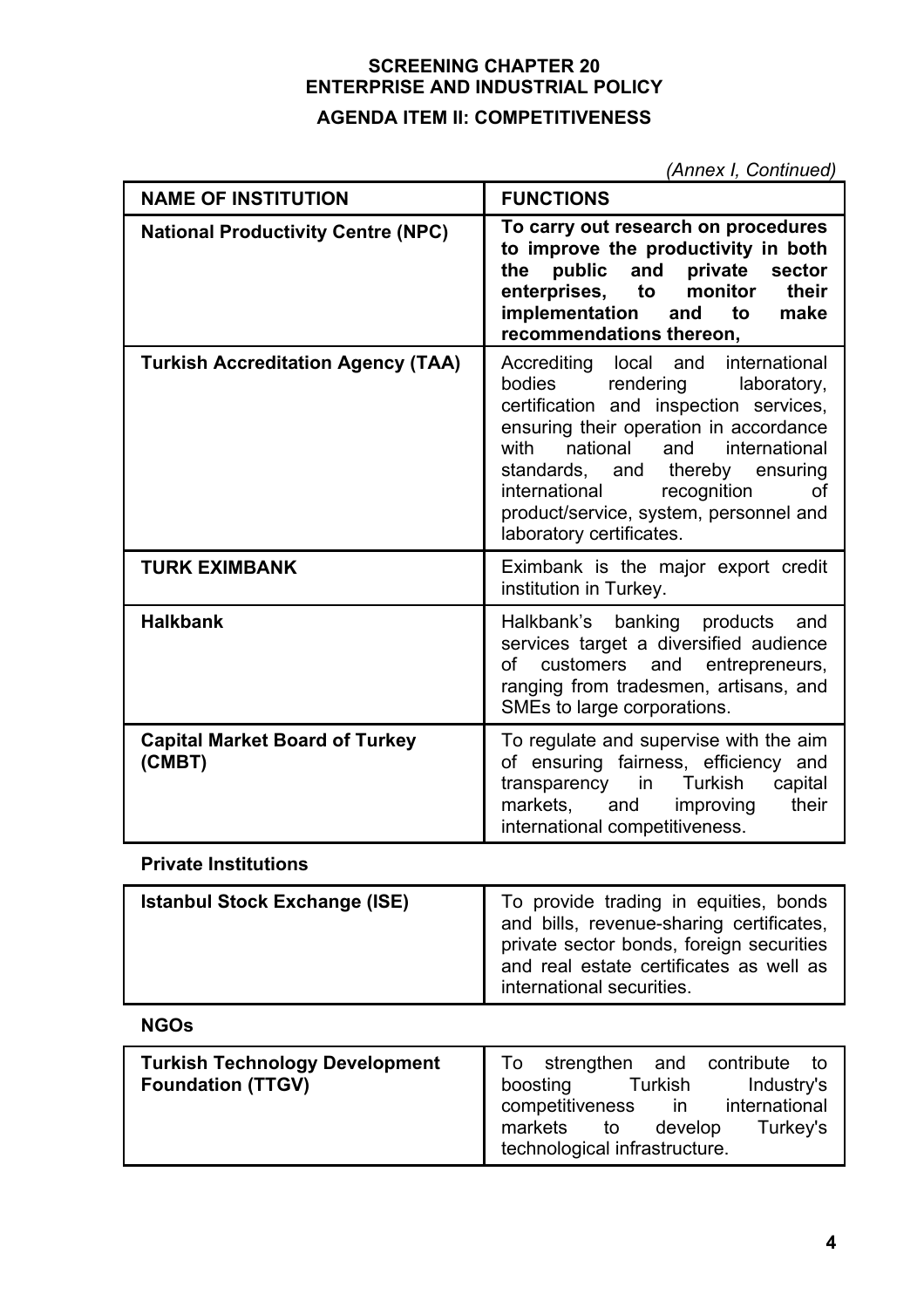**SCREENING CHAPTER 20**
**ENTERPRISE AND INDUSTRIAL POLICY**
**AGENDA ITEM II: COMPETITIVENESS**

*(Annex I, Continued)*

| NAME OF INSTITUTION | FUNCTIONS |
|---|---|
| **National Productivity Centre (NPC)** | **To carry out research on procedures to improve the productivity in both the public and private sector enterprises, to monitor their implementation and to make recommendations thereon,** |
| **Turkish Accreditation Agency (TAA)** | Accrediting local and international bodies rendering laboratory, certification and inspection services, ensuring their operation in accordance with national and international standards, and thereby ensuring international recognition of product/service, system, personnel and laboratory certificates. |
| **TURK EXIMBANK** | Eximbank is the major export credit institution in Turkey. |
| **Halkbank** | Halkbank's banking products and services target a diversified audience of customers and entrepreneurs, ranging from tradesmen, artisans, and SMEs to large corporations. |
| **Capital Market Board of Turkey (CMBT)** | To regulate and supervise with the aim of ensuring fairness, efficiency and transparency in Turkish capital markets, and improving their international competitiveness. |

**Private Institutions**

| | |
|---|---|
| **Istanbul Stock Exchange (ISE)** | To provide trading in equities, bonds and bills, revenue-sharing certificates, private sector bonds, foreign securities and real estate certificates as well as international securities. |

**NGOs**

| | |
|---|---|
| **Turkish Technology Development Foundation (TTGV)** | To strengthen and contribute to boosting Turkish Industry's competitiveness in international markets to develop Turkey's technological infrastructure. |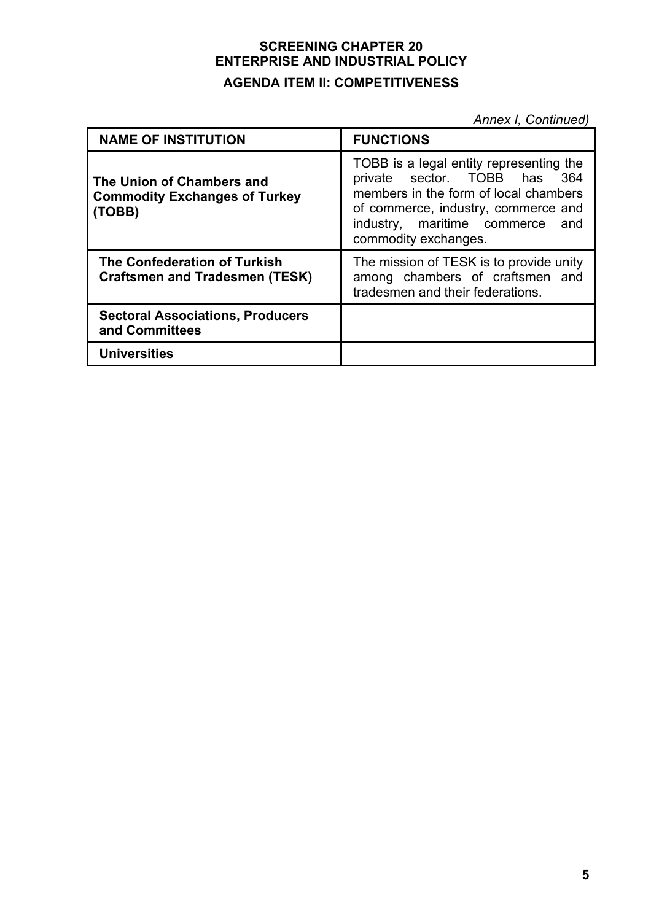**SCREENING CHAPTER 20**
**ENTERPRISE AND INDUSTRIAL POLICY**

**AGENDA ITEM II: COMPETITIVENESS**

*Annex I, Continued)*

| NAME OF INSTITUTION | FUNCTIONS |
|---|---|
| **The Union of Chambers and Commodity Exchanges of Turkey (TOBB)** | TOBB is a legal entity representing the private sector. TOBB has 364 members in the form of local chambers of commerce, industry, commerce and industry, maritime commerce and commodity exchanges. |
| **The Confederation of Turkish Craftsmen and Tradesmen (TESK)** | The mission of TESK is to provide unity among chambers of craftsmen and tradesmen and their federations. |
| **Sectoral Associations, Producers and Committees** | |
| **Universities** | |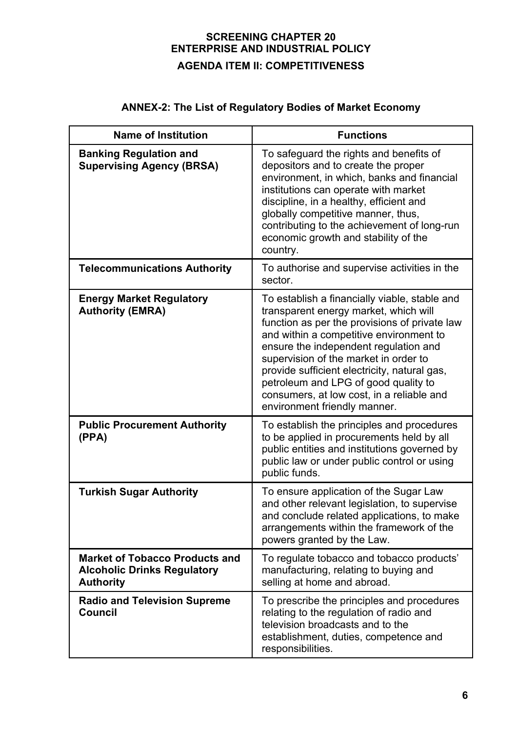**SCREENING CHAPTER 20**
**ENTERPRISE AND INDUSTRIAL POLICY**

**AGENDA ITEM II: COMPETITIVENESS**

### ANNEX-2: The List of Regulatory Bodies of Market Economy

| Name of Institution | Functions |
|---|---|
| **Banking Regulation and Supervising Agency (BRSA)** | To safeguard the rights and benefits of depositors and to create the proper environment, in which, banks and financial institutions can operate with market discipline, in a healthy, efficient and globally competitive manner, thus, contributing to the achievement of long-run economic growth and stability of the country. |
| **Telecommunications Authority** | To authorise and supervise activities in the sector. |
| **Energy Market Regulatory Authority (EMRA)** | To establish a financially viable, stable and transparent energy market, which will function as per the provisions of private law and within a competitive environment to ensure the independent regulation and supervision of the market in order to provide sufficient electricity, natural gas, petroleum and LPG of good quality to consumers, at low cost, in a reliable and environment friendly manner. |
| **Public Procurement Authority (PPA)** | To establish the principles and procedures to be applied in procurements held by all public entities and institutions governed by public law or under public control or using public funds. |
| **Turkish Sugar Authority** | To ensure application of the Sugar Law and other relevant legislation, to supervise and conclude related applications, to make arrangements within the framework of the powers granted by the Law. |
| **Market of Tobacco Products and Alcoholic Drinks Regulatory Authority** | To regulate tobacco and tobacco products' manufacturing, relating to buying and selling at home and abroad. |
| **Radio and Television Supreme Council** | To prescribe the principles and procedures relating to the regulation of radio and television broadcasts and to the establishment, duties, competence and responsibilities. |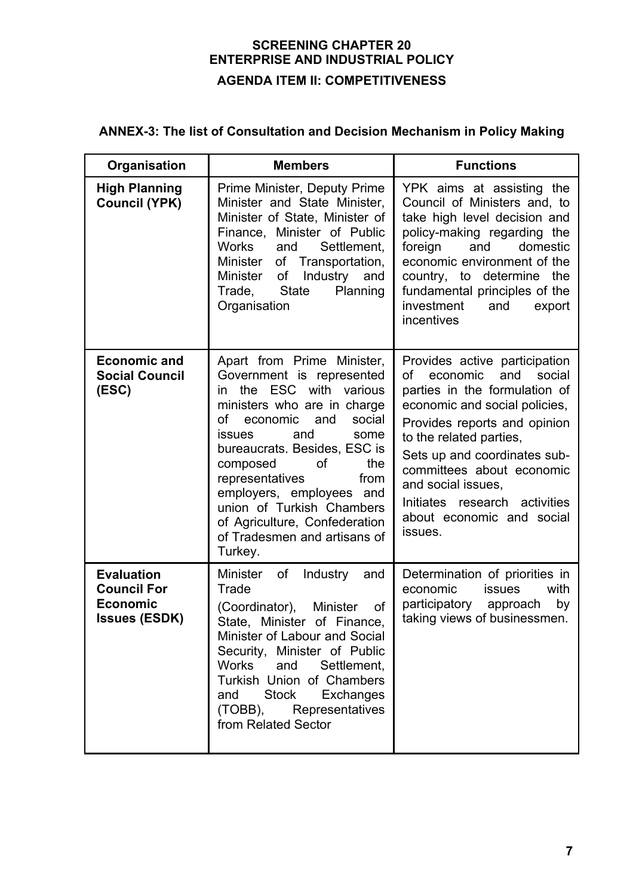**SCREENING CHAPTER 20**
**ENTERPRISE AND INDUSTRIAL POLICY**
**AGENDA ITEM II: COMPETITIVENESS**

**ANNEX-3: The list of Consultation and Decision Mechanism in Policy Making**

| Organisation | Members | Functions |
|---|---|---|
| **High Planning Council (YPK)** | Prime Minister, Deputy Prime Minister and State Minister, Minister of State, Minister of Finance, Minister of Public Works and Settlement, Minister of Transportation, Minister of Industry and Trade, State Planning Organisation | YPK aims at assisting the Council of Ministers and, to take high level decision and policy-making regarding the foreign and domestic economic environment of the country, to determine the fundamental principles of the investment and export incentives |
| **Economic and Social Council (ESC)** | Apart from Prime Minister, Government is represented in the ESC with various ministers who are in charge of economic and social issues and some bureaucrats. Besides, ESC is composed of the representatives from employers, employees and union of Turkish Chambers of Agriculture, Confederation of Tradesmen and artisans of Turkey. | Provides active participation of economic and social parties in the formulation of economic and social policies, Provides reports and opinion to the related parties, Sets up and coordinates sub-committees about economic and social issues, Initiates research activities about economic and social issues. |
| **Evaluation Council For Economic Issues (ESDK)** | Minister of Industry and Trade (Coordinator), Minister of State, Minister of Finance, Minister of Labour and Social Security, Minister of Public Works and Settlement, Turkish Union of Chambers and Stock Exchanges (TOBB), Representatives from Related Sector | Determination of priorities in economic issues with participatory approach by taking views of businessmen. |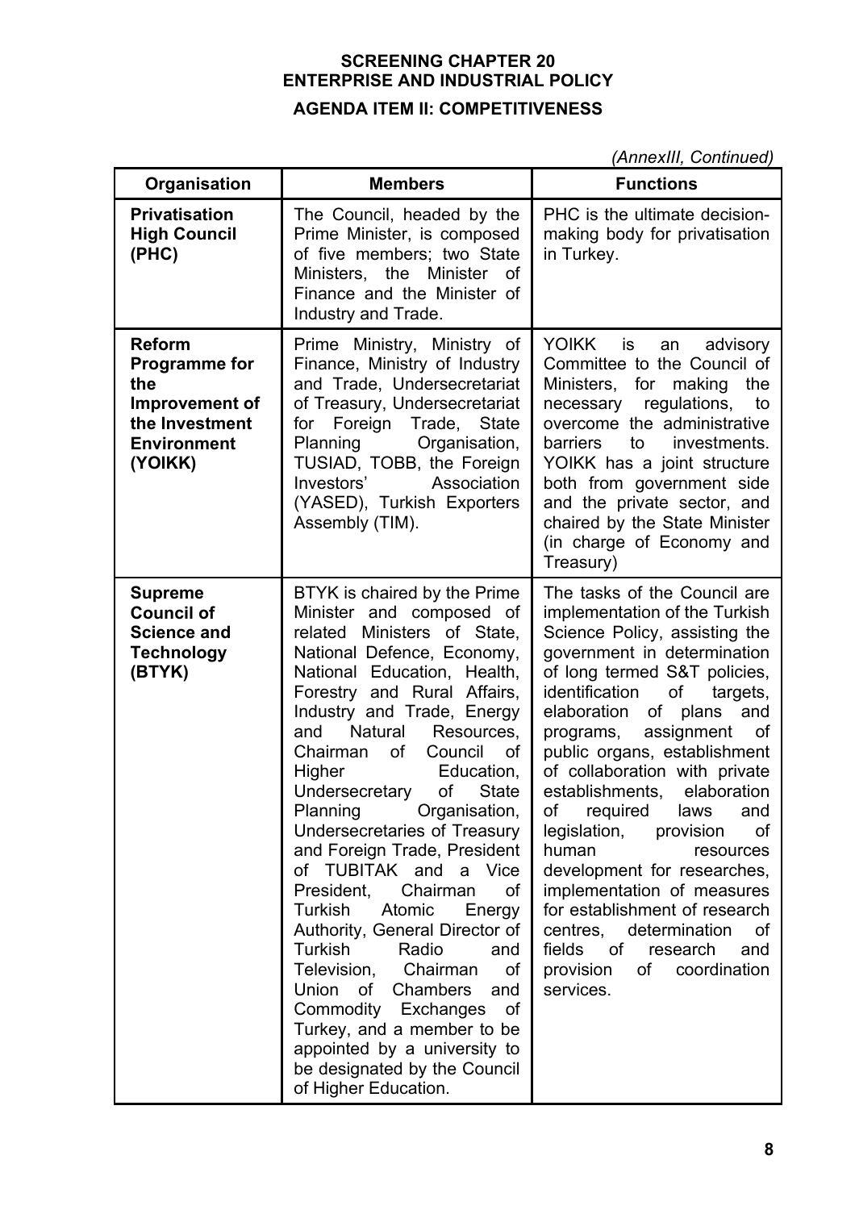**SCREENING CHAPTER 20**
**ENTERPRISE AND INDUSTRIAL POLICY**
**AGENDA ITEM II: COMPETITIVENESS**

*(AnnexIII, Continued)*

| Organisation | Members | Functions |
|---|---|---|
| **Privatisation High Council (PHC)** | The Council, headed by the Prime Minister, is composed of five members; two State Ministers, the Minister of Finance and the Minister of Industry and Trade. | PHC is the ultimate decision-making body for privatisation in Turkey. |
| **Reform Programme for the Improvement of the Investment Environment (YOIKK)** | Prime Ministry, Ministry of Finance, Ministry of Industry and Trade, Undersecretariat of Treasury, Undersecretariat for Foreign Trade, State Planning Organisation, TUSIAD, TOBB, the Foreign Investors' Association (YASED), Turkish Exporters Assembly (TIM). | YOIKK is an advisory Committee to the Council of Ministers, for making the necessary regulations, to overcome the administrative barriers to investments. YOIKK has a joint structure both from government side and the private sector, and chaired by the State Minister (in charge of Economy and Treasury) |
| **Supreme Council of Science and Technology (BTYK)** | BTYK is chaired by the Prime Minister and composed of related Ministers of State, National Defence, Economy, National Education, Health, Forestry and Rural Affairs, Industry and Trade, Energy and Natural Resources, Chairman of Council of Higher Education, Undersecretary of State Planning Organisation, Undersecretaries of Treasury and Foreign Trade, President of TUBITAK and a Vice President, Chairman of Turkish Atomic Energy Authority, General Director of Turkish Radio and Television, Chairman of Union of Chambers and Commodity Exchanges of Turkey, and a member to be appointed by a university to be designated by the Council of Higher Education. | The tasks of the Council are implementation of the Turkish Science Policy, assisting the government in determination of long termed S&T policies, identification of targets, elaboration of plans and programs, assignment of public organs, establishment of collaboration with private establishments, elaboration of required laws and legislation, provision of human resources development for researches, implementation of measures for establishment of research centres, determination of fields of research and provision of coordination services. |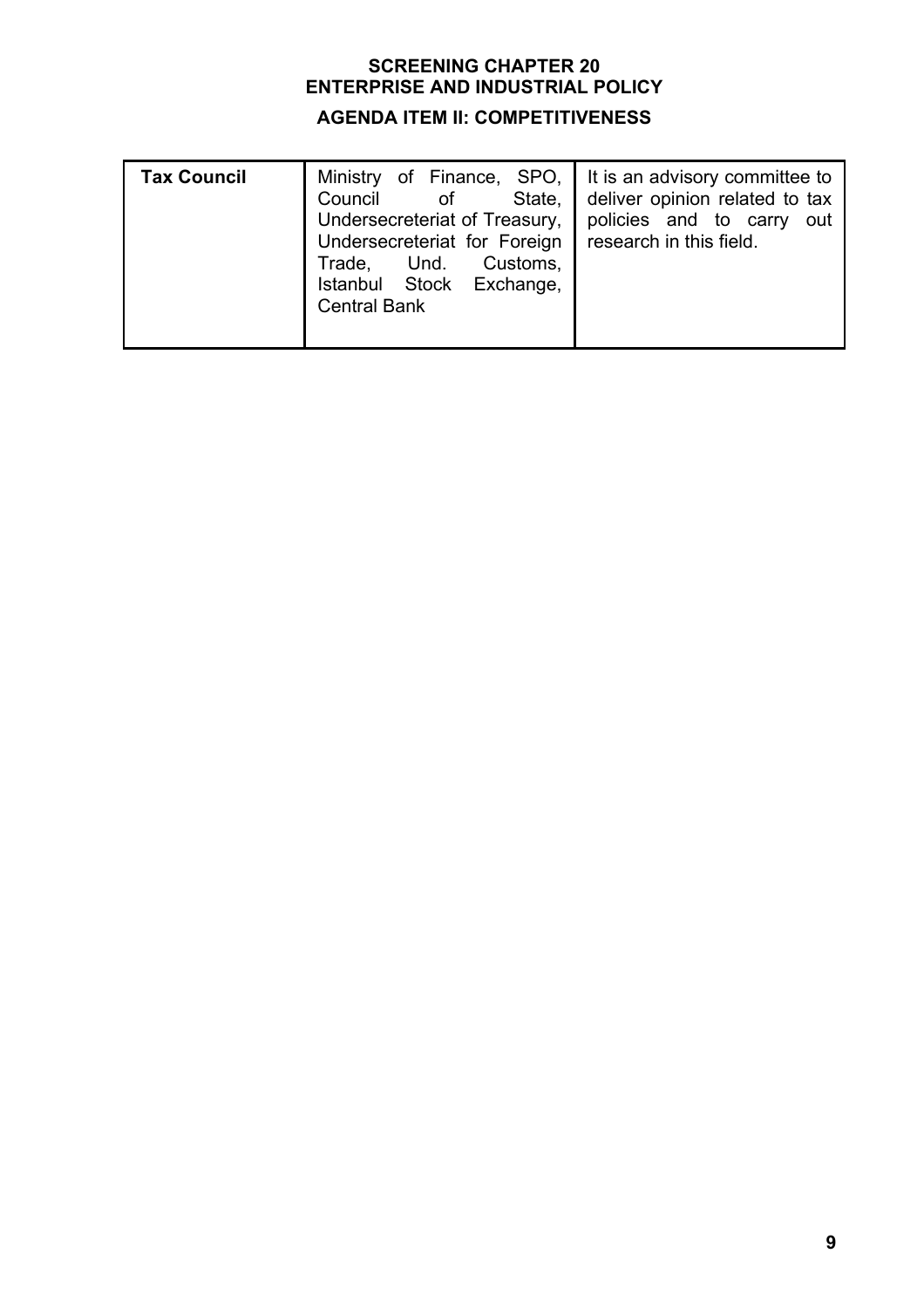**SCREENING CHAPTER 20**
**ENTERPRISE AND INDUSTRIAL POLICY**

**AGENDA ITEM II: COMPETITIVENESS**

| | | |
|---|---|---|
| **Tax Council** | Ministry of Finance, SPO, Council of State, Undersecreteriat of Treasury, Undersecreteriat for Foreign Trade, Und. Customs, Istanbul Stock Exchange, Central Bank | It is an advisory committee to deliver opinion related to tax policies and to carry out research in this field. |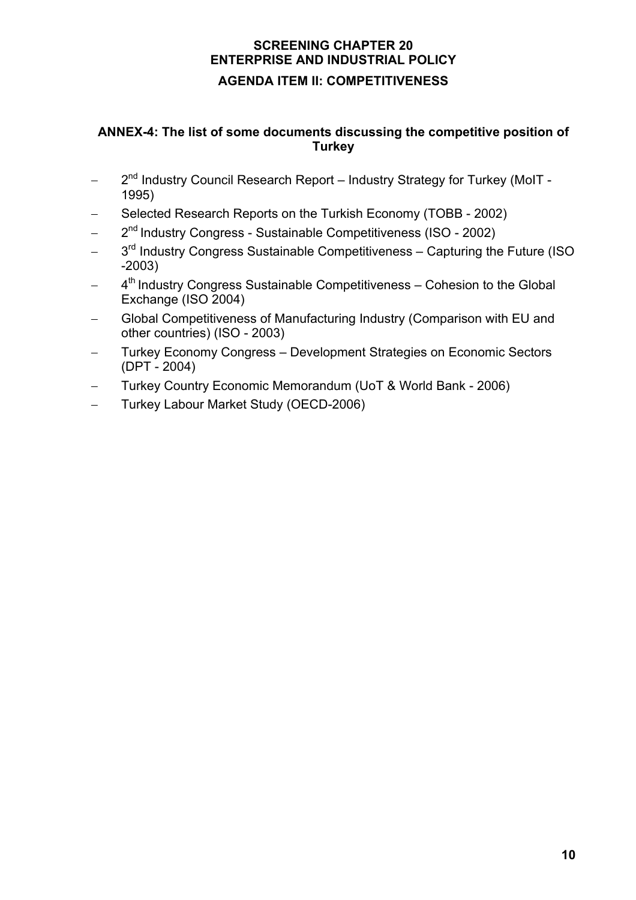**SCREENING CHAPTER 20**
**ENTERPRISE AND INDUSTRIAL POLICY**
**AGENDA ITEM II: COMPETITIVENESS**

**ANNEX-4: The list of some documents discussing the competitive position of Turkey**

- 2nd Industry Council Research Report – Industry Strategy for Turkey (MoIT - 1995)
- Selected Research Reports on the Turkish Economy (TOBB - 2002)
- 2nd Industry Congress - Sustainable Competitiveness (ISO - 2002)
- 3rd Industry Congress Sustainable Competitiveness – Capturing the Future (ISO -2003)
- 4th Industry Congress Sustainable Competitiveness – Cohesion to the Global Exchange (ISO 2004)
- Global Competitiveness of Manufacturing Industry (Comparison with EU and other countries) (ISO - 2003)
- Turkey Economy Congress – Development Strategies on Economic Sectors (DPT - 2004)
- Turkey Country Economic Memorandum (UoT & World Bank - 2006)
- Turkey Labour Market Study (OECD-2006)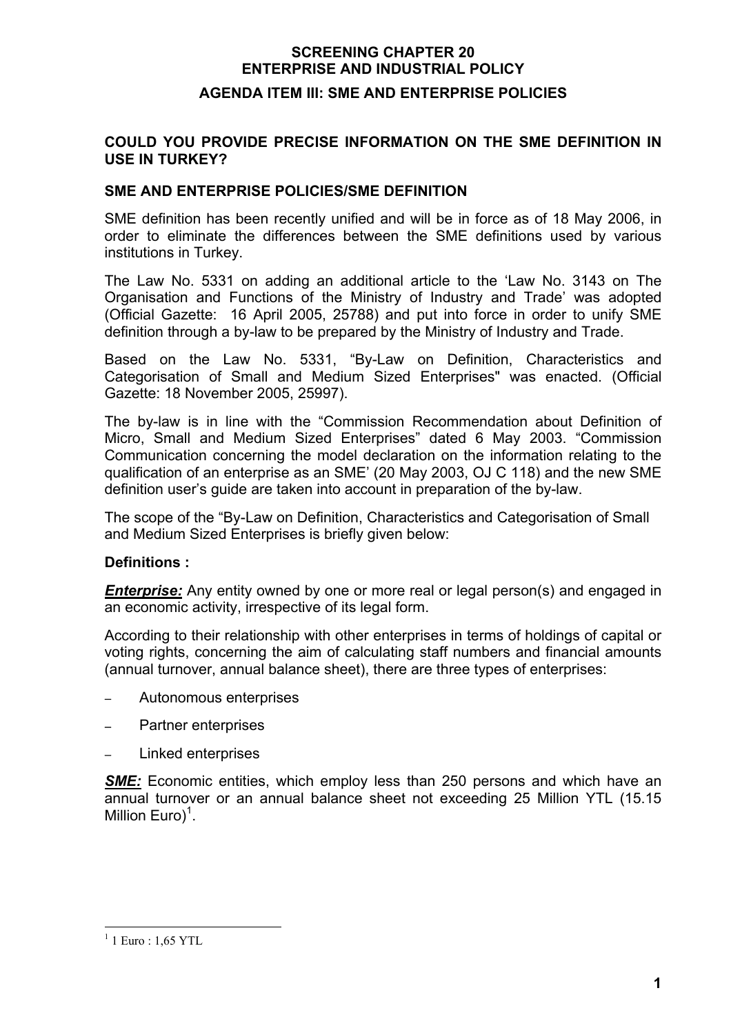# SCREENING CHAPTER 20
# ENTERPRISE AND INDUSTRIAL POLICY

## AGENDA ITEM III: SME AND ENTERPRISE POLICIES

### COULD YOU PROVIDE PRECISE INFORMATION ON THE SME DEFINITION IN USE IN TURKEY?

### SME AND ENTERPRISE POLICIES/SME DEFINITION

SME definition has been recently unified and will be in force as of 18 May 2006, in order to eliminate the differences between the SME definitions used by various institutions in Turkey.

The Law No. 5331 on adding an additional article to the 'Law No. 3143 on The Organisation and Functions of the Ministry of Industry and Trade' was adopted (Official Gazette: 16 April 2005, 25788) and put into force in order to unify SME definition through a by-law to be prepared by the Ministry of Industry and Trade.

Based on the Law No. 5331, "By-Law on Definition, Characteristics and Categorisation of Small and Medium Sized Enterprises" was enacted. (Official Gazette: 18 November 2005, 25997).

The by-law is in line with the "Commission Recommendation about Definition of Micro, Small and Medium Sized Enterprises" dated 6 May 2003. "Commission Communication concerning the model declaration on the information relating to the qualification of an enterprise as an SME' (20 May 2003, OJ C 118) and the new SME definition user's guide are taken into account in preparation of the by-law.

The scope of the "By-Law on Definition, Characteristics and Categorisation of Small and Medium Sized Enterprises is briefly given below:

**Definitions :**

***Enterprise:*** Any entity owned by one or more real or legal person(s) and engaged in an economic activity, irrespective of its legal form.

According to their relationship with other enterprises in terms of holdings of capital or voting rights, concerning the aim of calculating staff numbers and financial amounts (annual turnover, annual balance sheet), there are three types of enterprises:

- Autonomous enterprises
- Partner enterprises
- Linked enterprises

***SME:*** Economic entities, which employ less than 250 persons and which have an annual turnover or an annual balance sheet not exceeding 25 Million YTL (15.15 Million Euro)[1].

---

[1] 1 Euro : 1,65 YTL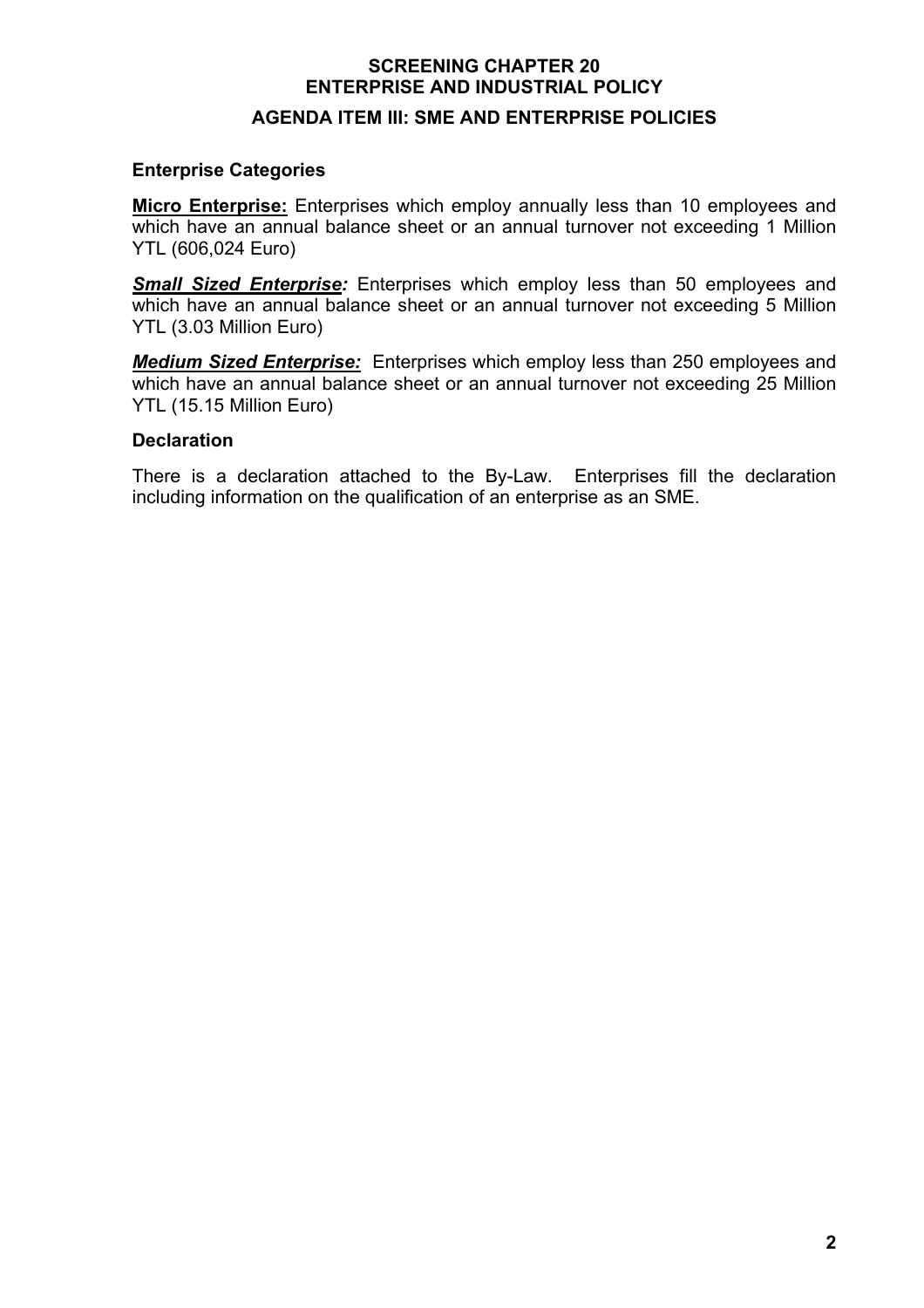**SCREENING CHAPTER 20**
**ENTERPRISE AND INDUSTRIAL POLICY**

**AGENDA ITEM III: SME AND ENTERPRISE POLICIES**

**Enterprise Categories**

**Micro Enterprise:** Enterprises which employ annually less than 10 employees and which have an annual balance sheet or an annual turnover not exceeding 1 Million YTL (606,024 Euro)

***Small Sized Enterprise:*** Enterprises which employ less than 50 employees and which have an annual balance sheet or an annual turnover not exceeding 5 Million YTL (3.03 Million Euro)

***Medium Sized Enterprise:*** Enterprises which employ less than 250 employees and which have an annual balance sheet or an annual turnover not exceeding 25 Million YTL (15.15 Million Euro)

**Declaration**

There is a declaration attached to the By-Law. Enterprises fill the declaration including information on the qualification of an enterprise as an SME.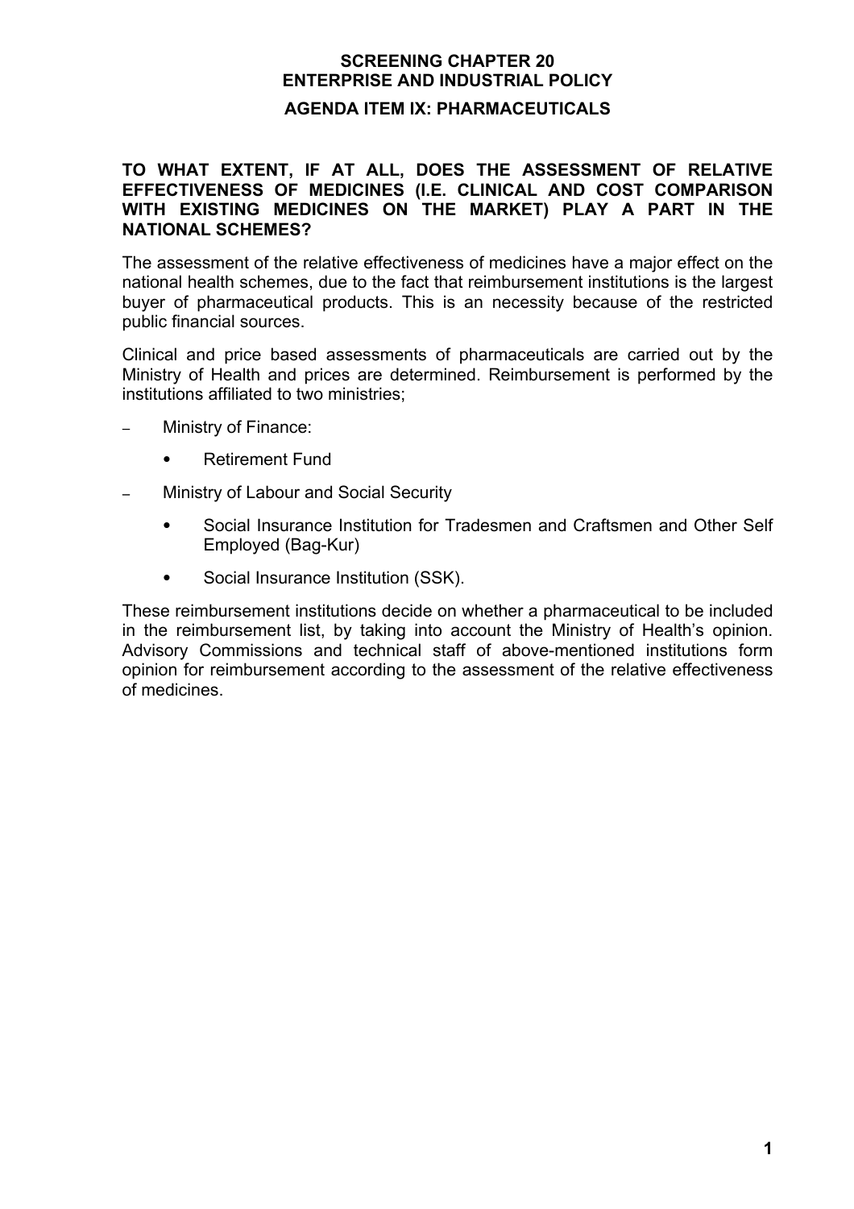**SCREENING CHAPTER 20**
**ENTERPRISE AND INDUSTRIAL POLICY**

**AGENDA ITEM IX: PHARMACEUTICALS**

**TO WHAT EXTENT, IF AT ALL, DOES THE ASSESSMENT OF RELATIVE EFFECTIVENESS OF MEDICINES (I.E. CLINICAL AND COST COMPARISON WITH EXISTING MEDICINES ON THE MARKET) PLAY A PART IN THE NATIONAL SCHEMES?**

The assessment of the relative effectiveness of medicines have a major effect on the national health schemes, due to the fact that reimbursement institutions is the largest buyer of pharmaceutical products. This is an necessity because of the restricted public financial sources.

Clinical and price based assessments of pharmaceuticals are carried out by the Ministry of Health and prices are determined. Reimbursement is performed by the institutions affiliated to two ministries;

- Ministry of Finance:
  - Retirement Fund
- Ministry of Labour and Social Security
  - Social Insurance Institution for Tradesmen and Craftsmen and Other Self Employed (Bag-Kur)
  - Social Insurance Institution (SSK).

These reimbursement institutions decide on whether a pharmaceutical to be included in the reimbursement list, by taking into account the Ministry of Health's opinion. Advisory Commissions and technical staff of above-mentioned institutions form opinion for reimbursement according to the assessment of the relative effectiveness of medicines.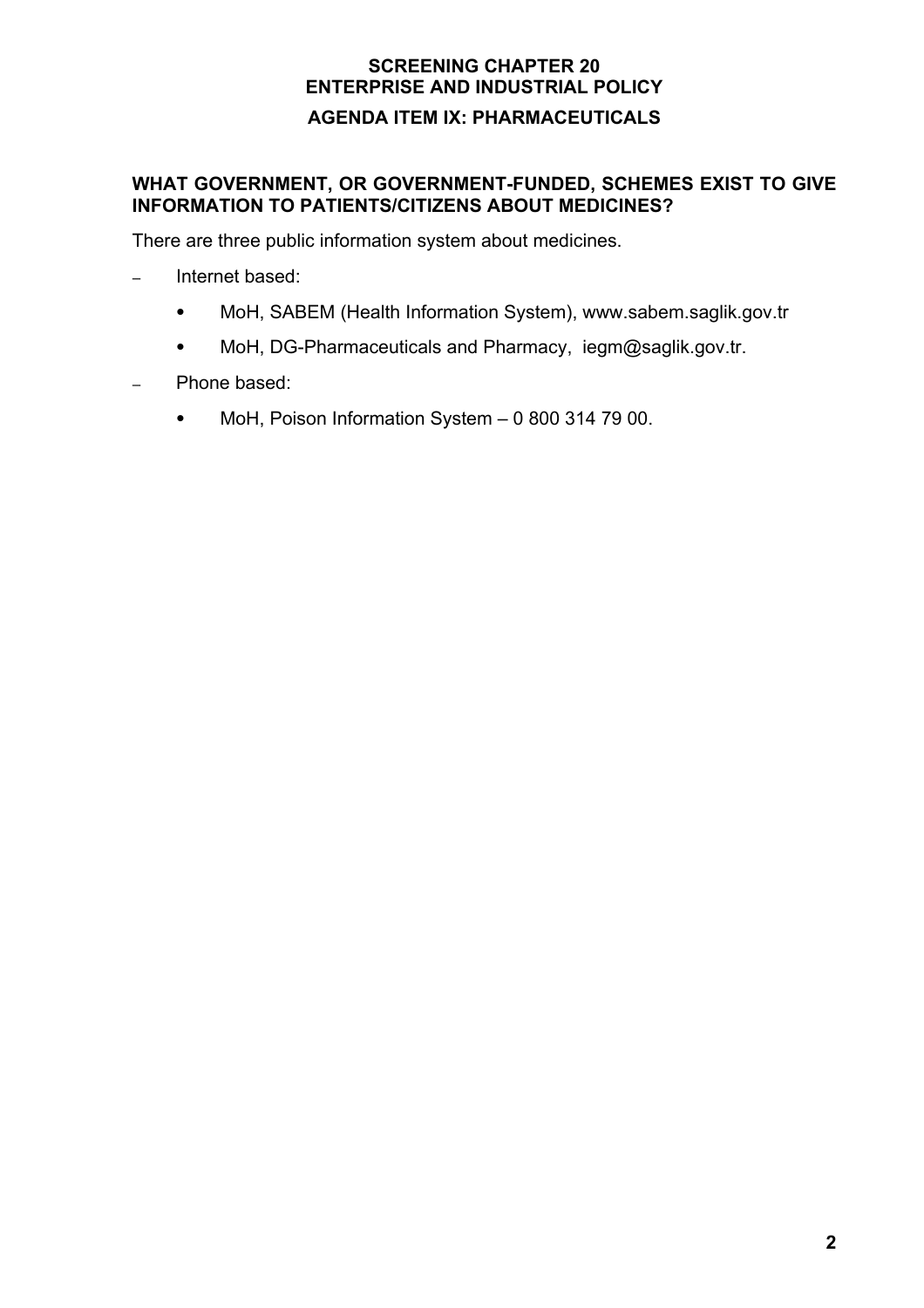**SCREENING CHAPTER 20**
**ENTERPRISE AND INDUSTRIAL POLICY**
**AGENDA ITEM IX: PHARMACEUTICALS**

## WHAT GOVERNMENT, OR GOVERNMENT-FUNDED, SCHEMES EXIST TO GIVE INFORMATION TO PATIENTS/CITIZENS ABOUT MEDICINES?

There are three public information system about medicines.

- Internet based:
  - MoH, SABEM (Health Information System), www.sabem.saglik.gov.tr
  - MoH, DG-Pharmaceuticals and Pharmacy, iegm@saglik.gov.tr.
- Phone based:
  - MoH, Poison Information System – 0 800 314 79 00.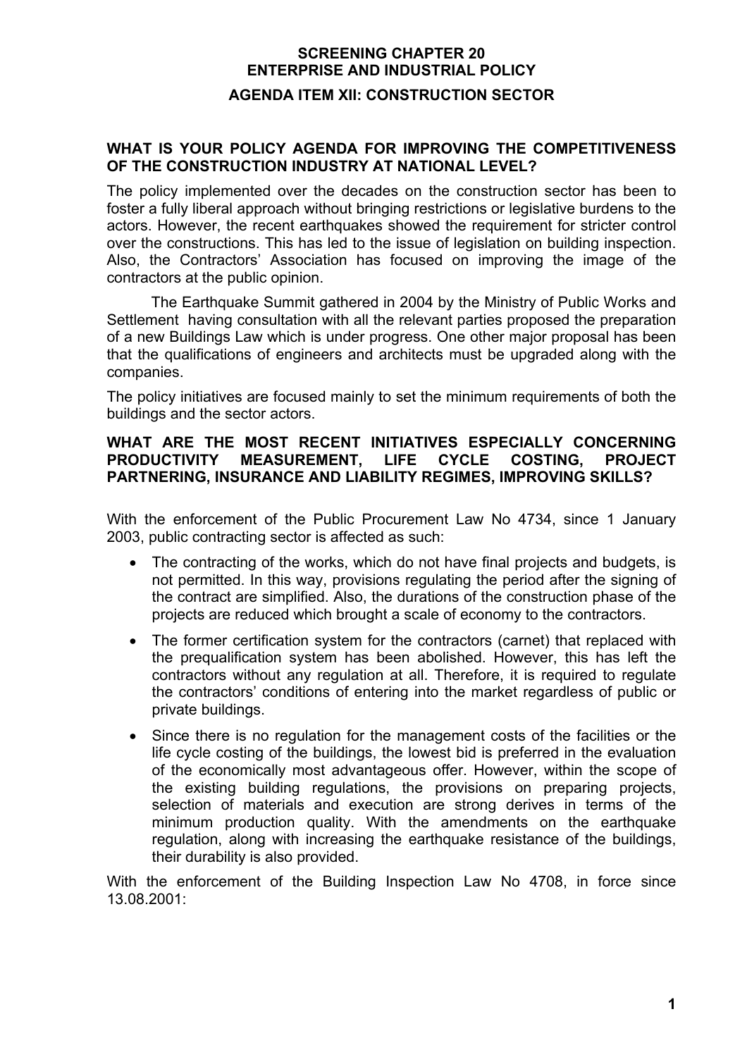# SCREENING CHAPTER 20
# ENTERPRISE AND INDUSTRIAL POLICY
## AGENDA ITEM XII: CONSTRUCTION SECTOR

### WHAT IS YOUR POLICY AGENDA FOR IMPROVING THE COMPETITIVENESS OF THE CONSTRUCTION INDUSTRY AT NATIONAL LEVEL?

The policy implemented over the decades on the construction sector has been to foster a fully liberal approach without bringing restrictions or legislative burdens to the actors. However, the recent earthquakes showed the requirement for stricter control over the constructions. This has led to the issue of legislation on building inspection. Also, the Contractors' Association has focused on improving the image of the contractors at the public opinion.

The Earthquake Summit gathered in 2004 by the Ministry of Public Works and Settlement having consultation with all the relevant parties proposed the preparation of a new Buildings Law which is under progress. One other major proposal has been that the qualifications of engineers and architects must be upgraded along with the companies.

The policy initiatives are focused mainly to set the minimum requirements of both the buildings and the sector actors.

### WHAT ARE THE MOST RECENT INITIATIVES ESPECIALLY CONCERNING PRODUCTIVITY MEASUREMENT, LIFE CYCLE COSTING, PROJECT PARTNERING, INSURANCE AND LIABILITY REGIMES, IMPROVING SKILLS?

With the enforcement of the Public Procurement Law No 4734, since 1 January 2003, public contracting sector is affected as such:

- The contracting of the works, which do not have final projects and budgets, is not permitted. In this way, provisions regulating the period after the signing of the contract are simplified. Also, the durations of the construction phase of the projects are reduced which brought a scale of economy to the contractors.
- The former certification system for the contractors (carnet) that replaced with the prequalification system has been abolished. However, this has left the contractors without any regulation at all. Therefore, it is required to regulate the contractors' conditions of entering into the market regardless of public or private buildings.
- Since there is no regulation for the management costs of the facilities or the life cycle costing of the buildings, the lowest bid is preferred in the evaluation of the economically most advantageous offer. However, within the scope of the existing building regulations, the provisions on preparing projects, selection of materials and execution are strong derives in terms of the minimum production quality. With the amendments on the earthquake regulation, along with increasing the earthquake resistance of the buildings, their durability is also provided.

With the enforcement of the Building Inspection Law No 4708, in force since 13.08.2001: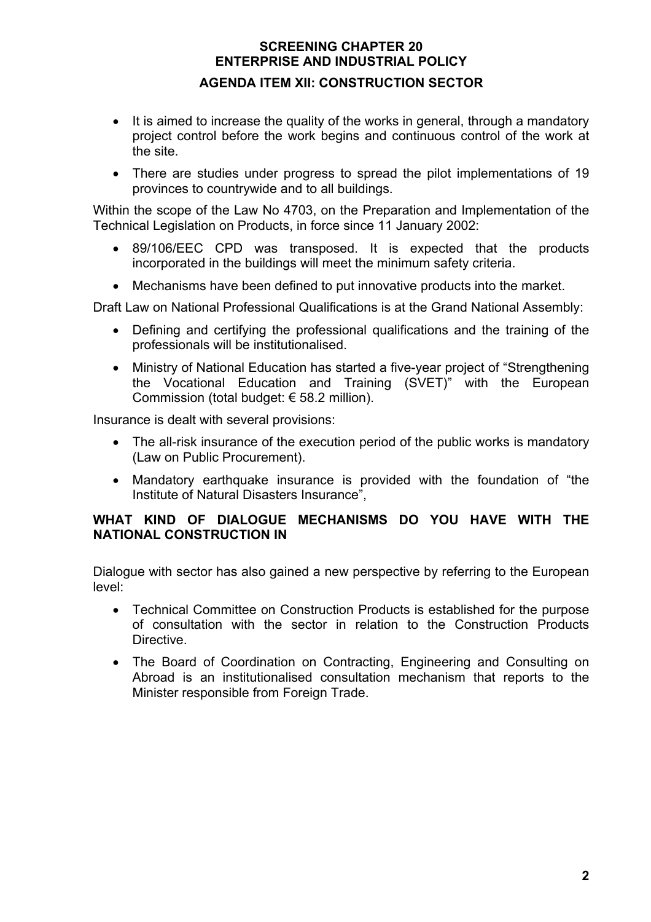**SCREENING CHAPTER 20**
**ENTERPRISE AND INDUSTRIAL POLICY**
**AGENDA ITEM XII: CONSTRUCTION SECTOR**

- It is aimed to increase the quality of the works in general, through a mandatory project control before the work begins and continuous control of the work at the site.
- There are studies under progress to spread the pilot implementations of 19 provinces to countrywide and to all buildings.

Within the scope of the Law No 4703, on the Preparation and Implementation of the Technical Legislation on Products, in force since 11 January 2002:

- 89/106/EEC CPD was transposed. It is expected that the products incorporated in the buildings will meet the minimum safety criteria.
- Mechanisms have been defined to put innovative products into the market.

Draft Law on National Professional Qualifications is at the Grand National Assembly:

- Defining and certifying the professional qualifications and the training of the professionals will be institutionalised.
- Ministry of National Education has started a five-year project of "Strengthening the Vocational Education and Training (SVET)" with the European Commission (total budget: € 58.2 million).

Insurance is dealt with several provisions:

- The all-risk insurance of the execution period of the public works is mandatory (Law on Public Procurement).
- Mandatory earthquake insurance is provided with the foundation of "the Institute of Natural Disasters Insurance",

**WHAT KIND OF DIALOGUE MECHANISMS DO YOU HAVE WITH THE NATIONAL CONSTRUCTION IN**

Dialogue with sector has also gained a new perspective by referring to the European level:

- Technical Committee on Construction Products is established for the purpose of consultation with the sector in relation to the Construction Products Directive.
- The Board of Coordination on Contracting, Engineering and Consulting on Abroad is an institutionalised consultation mechanism that reports to the Minister responsible from Foreign Trade.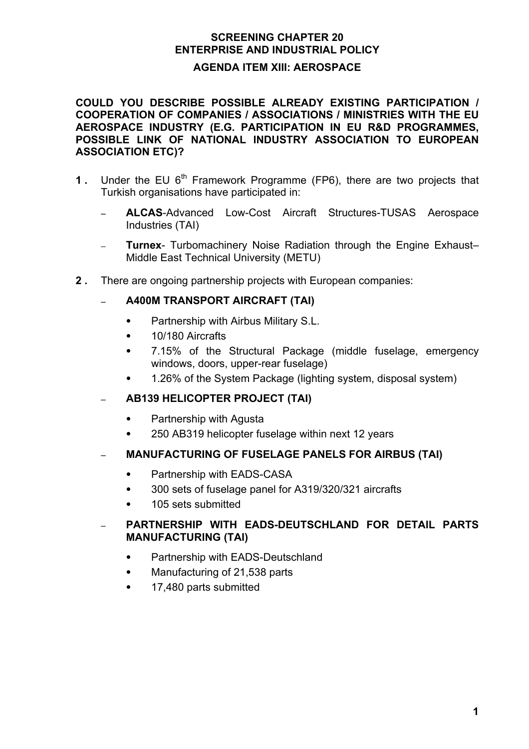**SCREENING CHAPTER 20**
**ENTERPRISE AND INDUSTRIAL POLICY**

**AGENDA ITEM XIII: AEROSPACE**

**COULD YOU DESCRIBE POSSIBLE ALREADY EXISTING PARTICIPATION / COOPERATION OF COMPANIES / ASSOCIATIONS / MINISTRIES WITH THE EU AEROSPACE INDUSTRY (E.G. PARTICIPATION IN EU R&D PROGRAMMES, POSSIBLE LINK OF NATIONAL INDUSTRY ASSOCIATION TO EUROPEAN ASSOCIATION ETC)?**

1. Under the EU 6th Framework Programme (FP6), there are two projects that Turkish organisations have participated in:
   - **ALCAS**-Advanced Low-Cost Aircraft Structures-TUSAS Aerospace Industries (TAI)
   - **Turnex**- Turbomachinery Noise Radiation through the Engine Exhaust–Middle East Technical University (METU)

2. There are ongoing partnership projects with European companies:
   - **A400M TRANSPORT AIRCRAFT (TAI)**
     - Partnership with Airbus Military S.L.
     - 10/180 Aircrafts
     - 7.15% of the Structural Package (middle fuselage, emergency windows, doors, upper-rear fuselage)
     - 1.26% of the System Package (lighting system, disposal system)
   - **AB139 HELICOPTER PROJECT (TAI)**
     - Partnership with Agusta
     - 250 AB319 helicopter fuselage within next 12 years
   - **MANUFACTURING OF FUSELAGE PANELS FOR AIRBUS (TAI)**
     - Partnership with EADS-CASA
     - 300 sets of fuselage panel for A319/320/321 aircrafts
     - 105 sets submitted
   - **PARTNERSHIP WITH EADS-DEUTSCHLAND FOR DETAIL PARTS MANUFACTURING (TAI)**
     - Partnership with EADS-Deutschland
     - Manufacturing of 21,538 parts
     - 17,480 parts submitted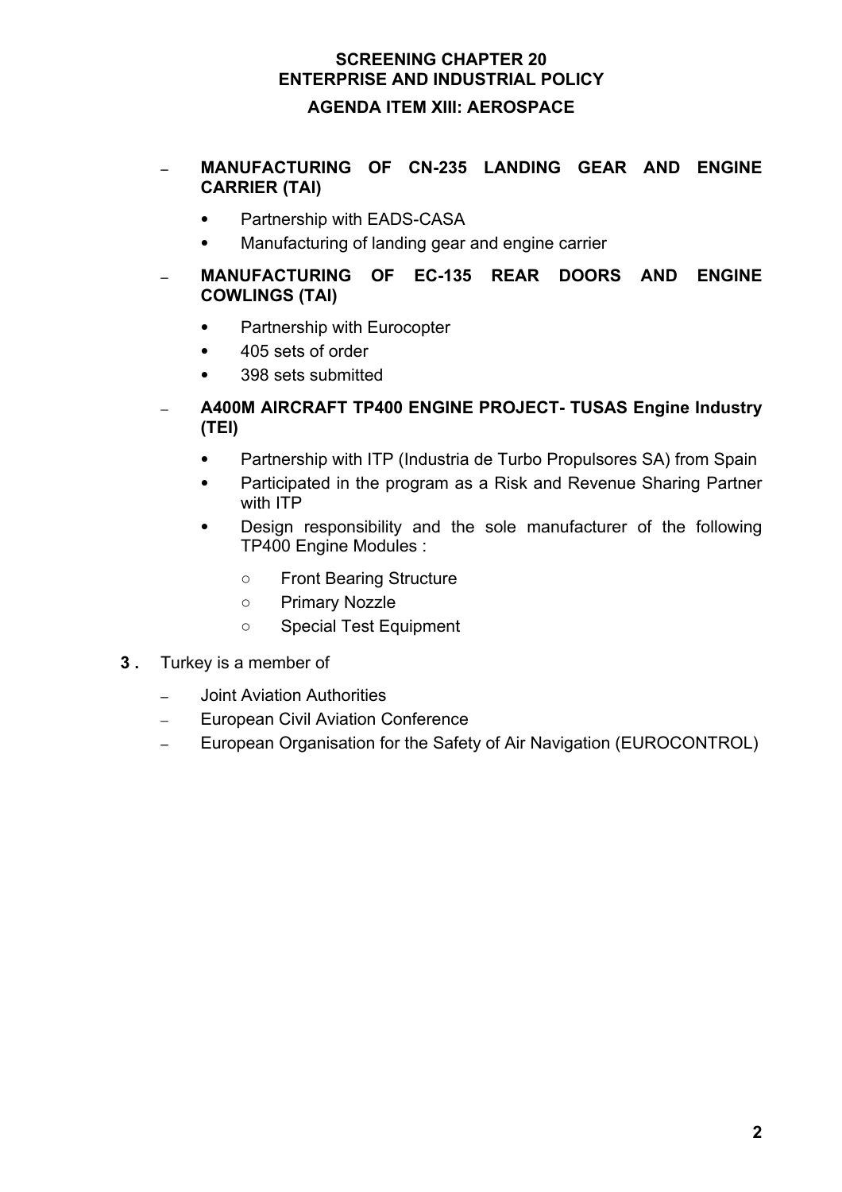**SCREENING CHAPTER 20**
**ENTERPRISE AND INDUSTRIAL POLICY**
**AGENDA ITEM XIII: AEROSPACE**

- **MANUFACTURING OF CN-235 LANDING GEAR AND ENGINE CARRIER (TAI)**
  - Partnership with EADS-CASA
  - Manufacturing of landing gear and engine carrier
- **MANUFACTURING OF EC-135 REAR DOORS AND ENGINE COWLINGS (TAI)**
  - Partnership with Eurocopter
  - 405 sets of order
  - 398 sets submitted
- **A400M AIRCRAFT TP400 ENGINE PROJECT- TUSAS Engine Industry (TEI)**
  - Partnership with ITP (Industria de Turbo Propulsores SA) from Spain
  - Participated in the program as a Risk and Revenue Sharing Partner with ITP
  - Design responsibility and the sole manufacturer of the following TP400 Engine Modules :
    - Front Bearing Structure
    - Primary Nozzle
    - Special Test Equipment

**3 .** Turkey is a member of

- Joint Aviation Authorities
- European Civil Aviation Conference
- European Organisation for the Safety of Air Navigation (EUROCONTROL)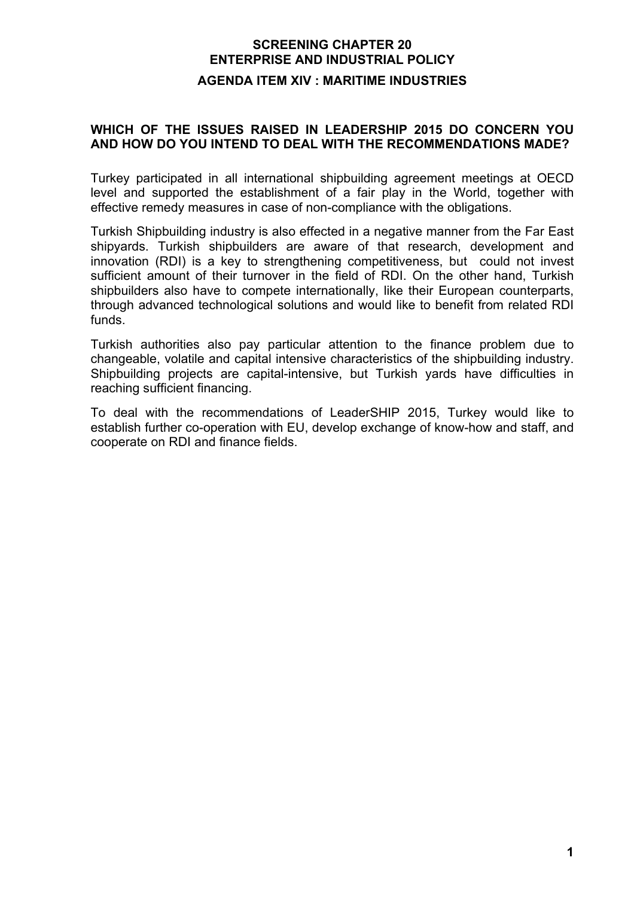# SCREENING CHAPTER 20
# ENTERPRISE AND INDUSTRIAL POLICY

## AGENDA ITEM XIV : MARITIME INDUSTRIES

### WHICH OF THE ISSUES RAISED IN LEADERSHIP 2015 DO CONCERN YOU AND HOW DO YOU INTEND TO DEAL WITH THE RECOMMENDATIONS MADE?

Turkey participated in all international shipbuilding agreement meetings at OECD level and supported the establishment of a fair play in the World, together with effective remedy measures in case of non-compliance with the obligations.

Turkish Shipbuilding industry is also effected in a negative manner from the Far East shipyards. Turkish shipbuilders are aware of that research, development and innovation (RDI) is a key to strengthening competitiveness, but could not invest sufficient amount of their turnover in the field of RDI. On the other hand, Turkish shipbuilders also have to compete internationally, like their European counterparts, through advanced technological solutions and would like to benefit from related RDI funds.

Turkish authorities also pay particular attention to the finance problem due to changeable, volatile and capital intensive characteristics of the shipbuilding industry. Shipbuilding projects are capital-intensive, but Turkish yards have difficulties in reaching sufficient financing.

To deal with the recommendations of LeaderSHIP 2015, Turkey would like to establish further co-operation with EU, develop exchange of know-how and staff, and cooperate on RDI and finance fields.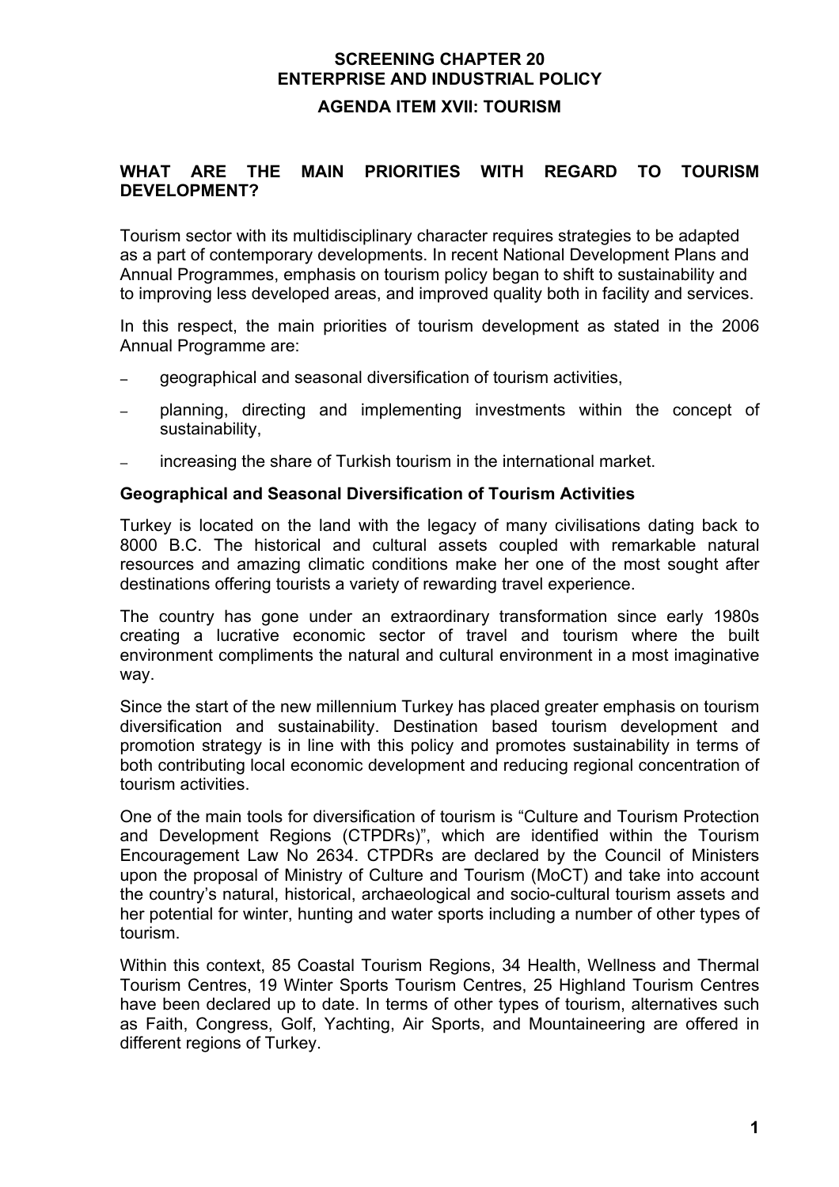# SCREENING CHAPTER 20
# ENTERPRISE AND INDUSTRIAL POLICY
## AGENDA ITEM XVII: TOURISM

### WHAT ARE THE MAIN PRIORITIES WITH REGARD TO TOURISM DEVELOPMENT?

Tourism sector with its multidisciplinary character requires strategies to be adapted as a part of contemporary developments. In recent National Development Plans and Annual Programmes, emphasis on tourism policy began to shift to sustainability and to improving less developed areas, and improved quality both in facility and services.

In this respect, the main priorities of tourism development as stated in the 2006 Annual Programme are:

- geographical and seasonal diversification of tourism activities,
- planning, directing and implementing investments within the concept of sustainability,
- increasing the share of Turkish tourism in the international market.

**Geographical and Seasonal Diversification of Tourism Activities**

Turkey is located on the land with the legacy of many civilisations dating back to 8000 B.C. The historical and cultural assets coupled with remarkable natural resources and amazing climatic conditions make her one of the most sought after destinations offering tourists a variety of rewarding travel experience.

The country has gone under an extraordinary transformation since early 1980s creating a lucrative economic sector of travel and tourism where the built environment compliments the natural and cultural environment in a most imaginative way.

Since the start of the new millennium Turkey has placed greater emphasis on tourism diversification and sustainability. Destination based tourism development and promotion strategy is in line with this policy and promotes sustainability in terms of both contributing local economic development and reducing regional concentration of tourism activities.

One of the main tools for diversification of tourism is "Culture and Tourism Protection and Development Regions (CTPDRs)", which are identified within the Tourism Encouragement Law No 2634. CTPDRs are declared by the Council of Ministers upon the proposal of Ministry of Culture and Tourism (MoCT) and take into account the country's natural, historical, archaeological and socio-cultural tourism assets and her potential for winter, hunting and water sports including a number of other types of tourism.

Within this context, 85 Coastal Tourism Regions, 34 Health, Wellness and Thermal Tourism Centres, 19 Winter Sports Tourism Centres, 25 Highland Tourism Centres have been declared up to date. In terms of other types of tourism, alternatives such as Faith, Congress, Golf, Yachting, Air Sports, and Mountaineering are offered in different regions of Turkey.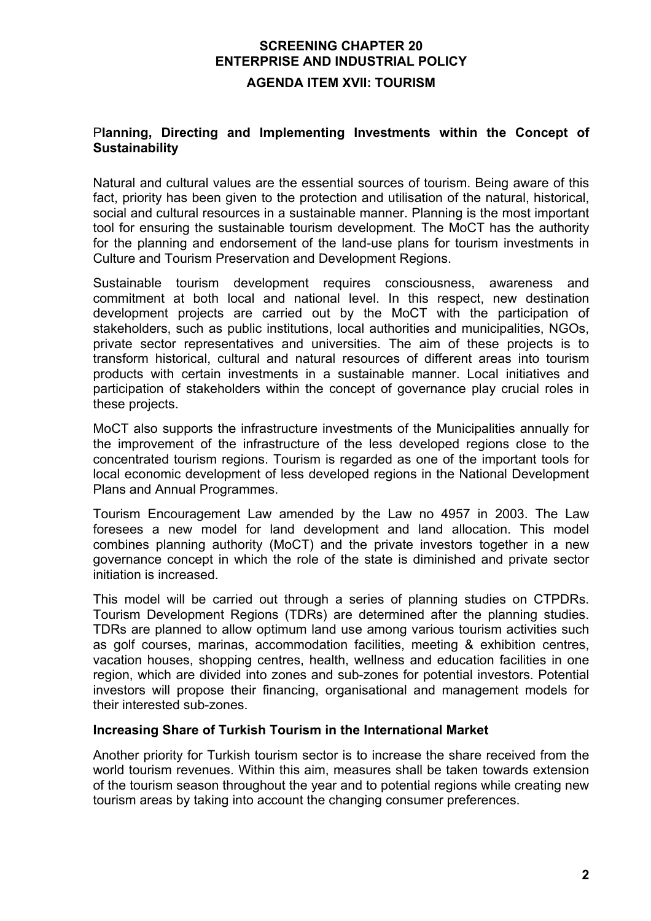**SCREENING CHAPTER 20**
**ENTERPRISE AND INDUSTRIAL POLICY**
**AGENDA ITEM XVII: TOURISM**

### Planning, Directing and Implementing Investments within the Concept of Sustainability

Natural and cultural values are the essential sources of tourism. Being aware of this fact, priority has been given to the protection and utilisation of the natural, historical, social and cultural resources in a sustainable manner. Planning is the most important tool for ensuring the sustainable tourism development. The MoCT has the authority for the planning and endorsement of the land-use plans for tourism investments in Culture and Tourism Preservation and Development Regions.

Sustainable tourism development requires consciousness, awareness and commitment at both local and national level. In this respect, new destination development projects are carried out by the MoCT with the participation of stakeholders, such as public institutions, local authorities and municipalities, NGOs, private sector representatives and universities. The aim of these projects is to transform historical, cultural and natural resources of different areas into tourism products with certain investments in a sustainable manner. Local initiatives and participation of stakeholders within the concept of governance play crucial roles in these projects.

MoCT also supports the infrastructure investments of the Municipalities annually for the improvement of the infrastructure of the less developed regions close to the concentrated tourism regions. Tourism is regarded as one of the important tools for local economic development of less developed regions in the National Development Plans and Annual Programmes.

Tourism Encouragement Law amended by the Law no 4957 in 2003. The Law foresees a new model for land development and land allocation. This model combines planning authority (MoCT) and the private investors together in a new governance concept in which the role of the state is diminished and private sector initiation is increased.

This model will be carried out through a series of planning studies on CTPDRs. Tourism Development Regions (TDRs) are determined after the planning studies. TDRs are planned to allow optimum land use among various tourism activities such as golf courses, marinas, accommodation facilities, meeting & exhibition centres, vacation houses, shopping centres, health, wellness and education facilities in one region, which are divided into zones and sub-zones for potential investors. Potential investors will propose their financing, organisational and management models for their interested sub-zones.

### Increasing Share of Turkish Tourism in the International Market

Another priority for Turkish tourism sector is to increase the share received from the world tourism revenues. Within this aim, measures shall be taken towards extension of the tourism season throughout the year and to potential regions while creating new tourism areas by taking into account the changing consumer preferences.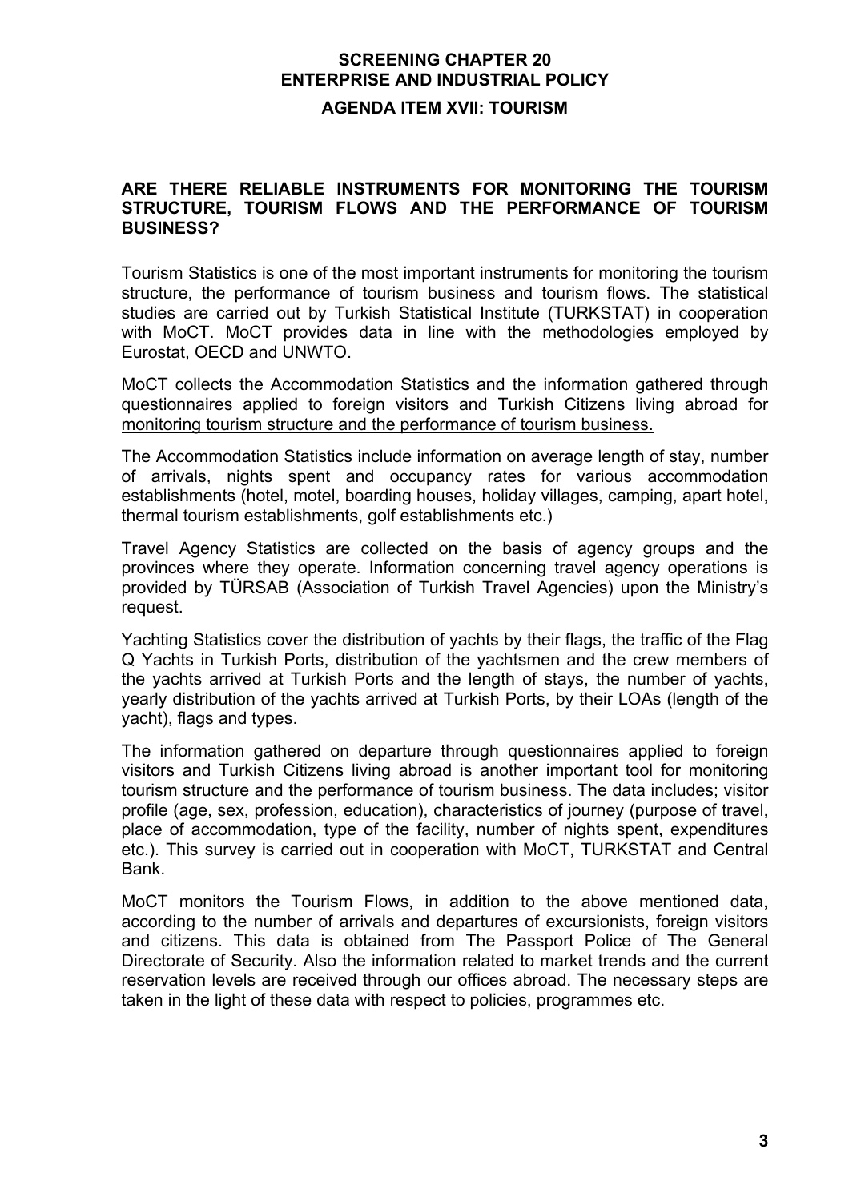**SCREENING CHAPTER 20**
**ENTERPRISE AND INDUSTRIAL POLICY**

**AGENDA ITEM XVII: TOURISM**

**ARE THERE RELIABLE INSTRUMENTS FOR MONITORING THE TOURISM STRUCTURE, TOURISM FLOWS AND THE PERFORMANCE OF TOURISM BUSINESS?**

Tourism Statistics is one of the most important instruments for monitoring the tourism structure, the performance of tourism business and tourism flows. The statistical studies are carried out by Turkish Statistical Institute (TURKSTAT) in cooperation with MoCT. MoCT provides data in line with the methodologies employed by Eurostat, OECD and UNWTO.

MoCT collects the Accommodation Statistics and the information gathered through questionnaires applied to foreign visitors and Turkish Citizens living abroad for monitoring tourism structure and the performance of tourism business.

The Accommodation Statistics include information on average length of stay, number of arrivals, nights spent and occupancy rates for various accommodation establishments (hotel, motel, boarding houses, holiday villages, camping, apart hotel, thermal tourism establishments, golf establishments etc.)

Travel Agency Statistics are collected on the basis of agency groups and the provinces where they operate. Information concerning travel agency operations is provided by TÜRSAB (Association of Turkish Travel Agencies) upon the Ministry's request.

Yachting Statistics cover the distribution of yachts by their flags, the traffic of the Flag Q Yachts in Turkish Ports, distribution of the yachtsmen and the crew members of the yachts arrived at Turkish Ports and the length of stays, the number of yachts, yearly distribution of the yachts arrived at Turkish Ports, by their LOAs (length of the yacht), flags and types.

The information gathered on departure through questionnaires applied to foreign visitors and Turkish Citizens living abroad is another important tool for monitoring tourism structure and the performance of tourism business. The data includes; visitor profile (age, sex, profession, education), characteristics of journey (purpose of travel, place of accommodation, type of the facility, number of nights spent, expenditures etc.). This survey is carried out in cooperation with MoCT, TURKSTAT and Central Bank.

MoCT monitors the Tourism Flows, in addition to the above mentioned data, according to the number of arrivals and departures of excursionists, foreign visitors and citizens. This data is obtained from The Passport Police of The General Directorate of Security. Also the information related to market trends and the current reservation levels are received through our offices abroad. The necessary steps are taken in the light of these data with respect to policies, programmes etc.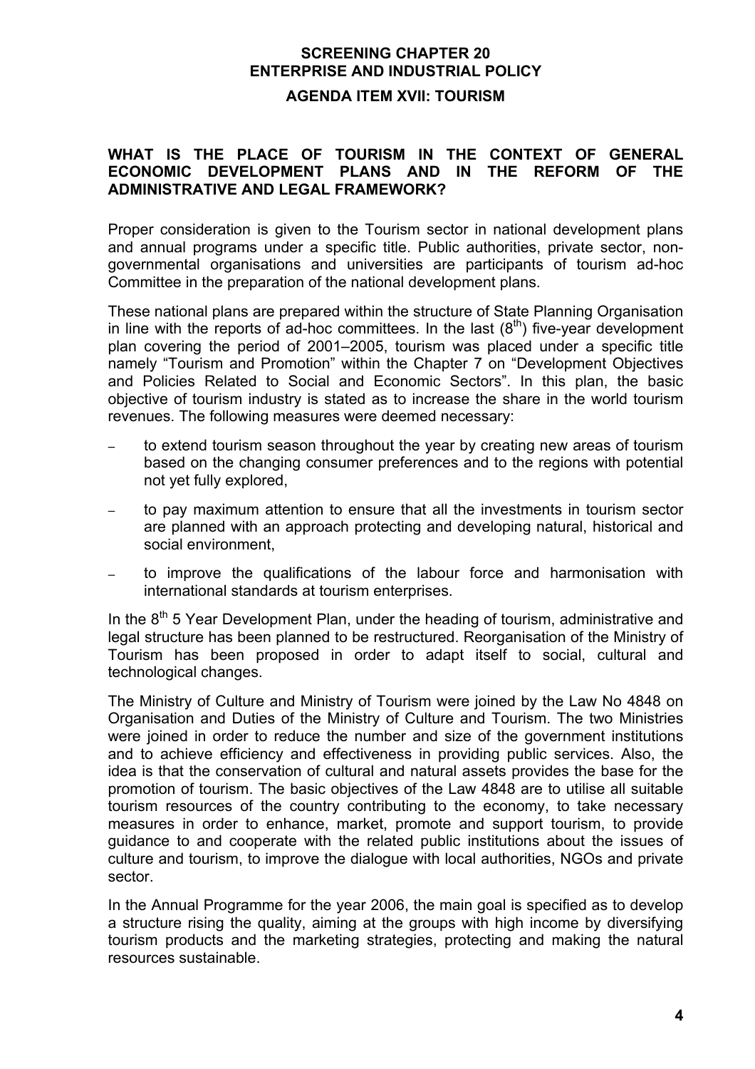**SCREENING CHAPTER 20**
**ENTERPRISE AND INDUSTRIAL POLICY**

**AGENDA ITEM XVII: TOURISM**

**WHAT IS THE PLACE OF TOURISM IN THE CONTEXT OF GENERAL ECONOMIC DEVELOPMENT PLANS AND IN THE REFORM OF THE ADMINISTRATIVE AND LEGAL FRAMEWORK?**

Proper consideration is given to the Tourism sector in national development plans and annual programs under a specific title. Public authorities, private sector, non-governmental organisations and universities are participants of tourism ad-hoc Committee in the preparation of the national development plans.

These national plans are prepared within the structure of State Planning Organisation in line with the reports of ad-hoc committees. In the last ($8^{th}$) five-year development plan covering the period of 2001–2005, tourism was placed under a specific title namely "Tourism and Promotion" within the Chapter 7 on "Development Objectives and Policies Related to Social and Economic Sectors". In this plan, the basic objective of tourism industry is stated as to increase the share in the world tourism revenues. The following measures were deemed necessary:

- to extend tourism season throughout the year by creating new areas of tourism based on the changing consumer preferences and to the regions with potential not yet fully explored,
- to pay maximum attention to ensure that all the investments in tourism sector are planned with an approach protecting and developing natural, historical and social environment,
- to improve the qualifications of the labour force and harmonisation with international standards at tourism enterprises.

In the $8^{th}$ 5 Year Development Plan, under the heading of tourism, administrative and legal structure has been planned to be restructured. Reorganisation of the Ministry of Tourism has been proposed in order to adapt itself to social, cultural and technological changes.

The Ministry of Culture and Ministry of Tourism were joined by the Law No 4848 on Organisation and Duties of the Ministry of Culture and Tourism. The two Ministries were joined in order to reduce the number and size of the government institutions and to achieve efficiency and effectiveness in providing public services. Also, the idea is that the conservation of cultural and natural assets provides the base for the promotion of tourism. The basic objectives of the Law 4848 are to utilise all suitable tourism resources of the country contributing to the economy, to take necessary measures in order to enhance, market, promote and support tourism, to provide guidance to and cooperate with the related public institutions about the issues of culture and tourism, to improve the dialogue with local authorities, NGOs and private sector.

In the Annual Programme for the year 2006, the main goal is specified as to develop a structure rising the quality, aiming at the groups with high income by diversifying tourism products and the marketing strategies, protecting and making the natural resources sustainable.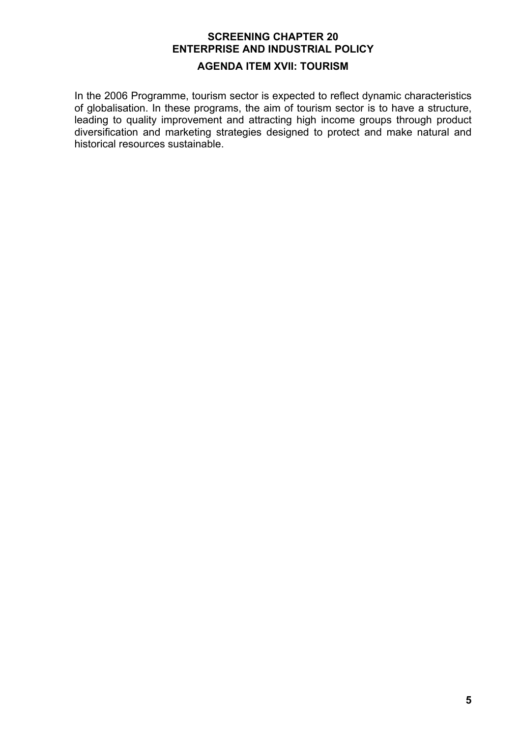**SCREENING CHAPTER 20**
**ENTERPRISE AND INDUSTRIAL POLICY**

**AGENDA ITEM XVII: TOURISM**

In the 2006 Programme, tourism sector is expected to reflect dynamic characteristics of globalisation. In these programs, the aim of tourism sector is to have a structure, leading to quality improvement and attracting high income groups through product diversification and marketing strategies designed to protect and make natural and historical resources sustainable.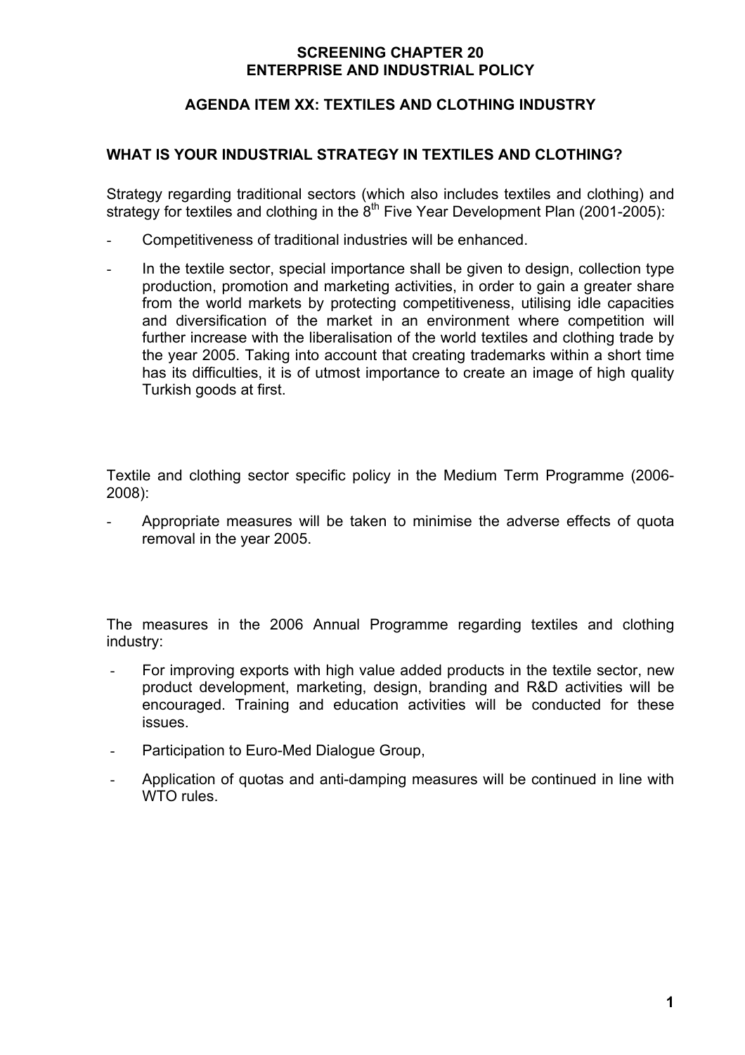**SCREENING CHAPTER 20**
**ENTERPRISE AND INDUSTRIAL POLICY**

**AGENDA ITEM XX: TEXTILES AND CLOTHING INDUSTRY**

**WHAT IS YOUR INDUSTRIAL STRATEGY IN TEXTILES AND CLOTHING?**

Strategy regarding traditional sectors (which also includes textiles and clothing) and strategy for textiles and clothing in the 8th Five Year Development Plan (2001-2005):

- Competitiveness of traditional industries will be enhanced.
- In the textile sector, special importance shall be given to design, collection type production, promotion and marketing activities, in order to gain a greater share from the world markets by protecting competitiveness, utilising idle capacities and diversification of the market in an environment where competition will further increase with the liberalisation of the world textiles and clothing trade by the year 2005. Taking into account that creating trademarks within a short time has its difficulties, it is of utmost importance to create an image of high quality Turkish goods at first.

Textile and clothing sector specific policy in the Medium Term Programme (2006-2008):

- Appropriate measures will be taken to minimise the adverse effects of quota removal in the year 2005.

The measures in the 2006 Annual Programme regarding textiles and clothing industry:

- For improving exports with high value added products in the textile sector, new product development, marketing, design, branding and R&D activities will be encouraged. Training and education activities will be conducted for these issues.
- Participation to Euro-Med Dialogue Group,
- Application of quotas and anti-damping measures will be continued in line with WTO rules.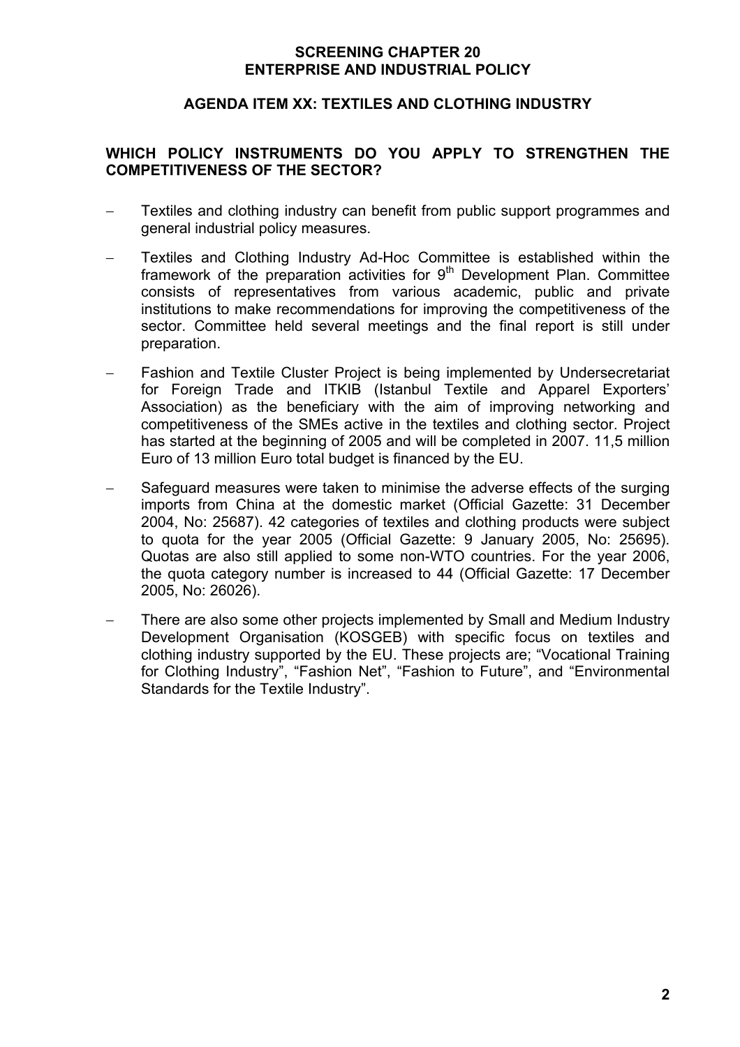**SCREENING CHAPTER 20**
**ENTERPRISE AND INDUSTRIAL POLICY**

**AGENDA ITEM XX: TEXTILES AND CLOTHING INDUSTRY**

**WHICH POLICY INSTRUMENTS DO YOU APPLY TO STRENGTHEN THE COMPETITIVENESS OF THE SECTOR?**

- Textiles and clothing industry can benefit from public support programmes and general industrial policy measures.
- Textiles and Clothing Industry Ad-Hoc Committee is established within the framework of the preparation activities for 9th Development Plan. Committee consists of representatives from various academic, public and private institutions to make recommendations for improving the competitiveness of the sector. Committee held several meetings and the final report is still under preparation.
- Fashion and Textile Cluster Project is being implemented by Undersecretariat for Foreign Trade and ITKIB (Istanbul Textile and Apparel Exporters' Association) as the beneficiary with the aim of improving networking and competitiveness of the SMEs active in the textiles and clothing sector. Project has started at the beginning of 2005 and will be completed in 2007. 11,5 million Euro of 13 million Euro total budget is financed by the EU.
- Safeguard measures were taken to minimise the adverse effects of the surging imports from China at the domestic market (Official Gazette: 31 December 2004, No: 25687). 42 categories of textiles and clothing products were subject to quota for the year 2005 (Official Gazette: 9 January 2005, No: 25695). Quotas are also still applied to some non-WTO countries. For the year 2006, the quota category number is increased to 44 (Official Gazette: 17 December 2005, No: 26026).
- There are also some other projects implemented by Small and Medium Industry Development Organisation (KOSGEB) with specific focus on textiles and clothing industry supported by the EU. These projects are; "Vocational Training for Clothing Industry", "Fashion Net", "Fashion to Future", and "Environmental Standards for the Textile Industry".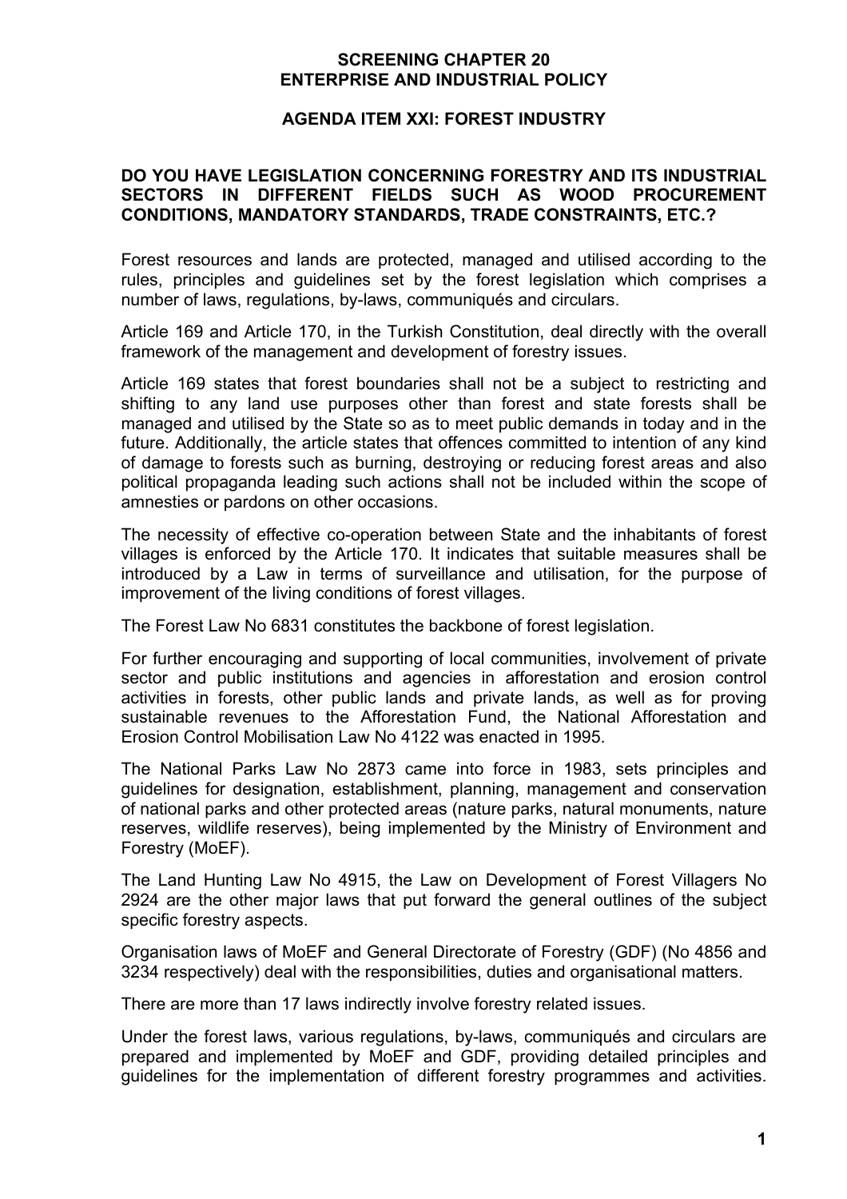**SCREENING CHAPTER 20**
**ENTERPRISE AND INDUSTRIAL POLICY**

**AGENDA ITEM XXI: FOREST INDUSTRY**

**DO YOU HAVE LEGISLATION CONCERNING FORESTRY AND ITS INDUSTRIAL SECTORS IN DIFFERENT FIELDS SUCH AS WOOD PROCUREMENT CONDITIONS, MANDATORY STANDARDS, TRADE CONSTRAINTS, ETC.?**

Forest resources and lands are protected, managed and utilised according to the rules, principles and guidelines set by the forest legislation which comprises a number of laws, regulations, by-laws, communiqués and circulars.

Article 169 and Article 170, in the Turkish Constitution, deal directly with the overall framework of the management and development of forestry issues.

Article 169 states that forest boundaries shall not be a subject to restricting and shifting to any land use purposes other than forest and state forests shall be managed and utilised by the State so as to meet public demands in today and in the future. Additionally, the article states that offences committed to intention of any kind of damage to forests such as burning, destroying or reducing forest areas and also political propaganda leading such actions shall not be included within the scope of amnesties or pardons on other occasions.

The necessity of effective co-operation between State and the inhabitants of forest villages is enforced by the Article 170. It indicates that suitable measures shall be introduced by a Law in terms of surveillance and utilisation, for the purpose of improvement of the living conditions of forest villages.

The Forest Law No 6831 constitutes the backbone of forest legislation.

For further encouraging and supporting of local communities, involvement of private sector and public institutions and agencies in afforestation and erosion control activities in forests, other public lands and private lands, as well as for proving sustainable revenues to the Afforestation Fund, the National Afforestation and Erosion Control Mobilisation Law No 4122 was enacted in 1995.

The National Parks Law No 2873 came into force in 1983, sets principles and guidelines for designation, establishment, planning, management and conservation of national parks and other protected areas (nature parks, natural monuments, nature reserves, wildlife reserves), being implemented by the Ministry of Environment and Forestry (MoEF).

The Land Hunting Law No 4915, the Law on Development of Forest Villagers No 2924 are the other major laws that put forward the general outlines of the subject specific forestry aspects.

Organisation laws of MoEF and General Directorate of Forestry (GDF) (No 4856 and 3234 respectively) deal with the responsibilities, duties and organisational matters.

There are more than 17 laws indirectly involve forestry related issues.

Under the forest laws, various regulations, by-laws, communiqués and circulars are prepared and implemented by MoEF and GDF, providing detailed principles and guidelines for the implementation of different forestry programmes and activities.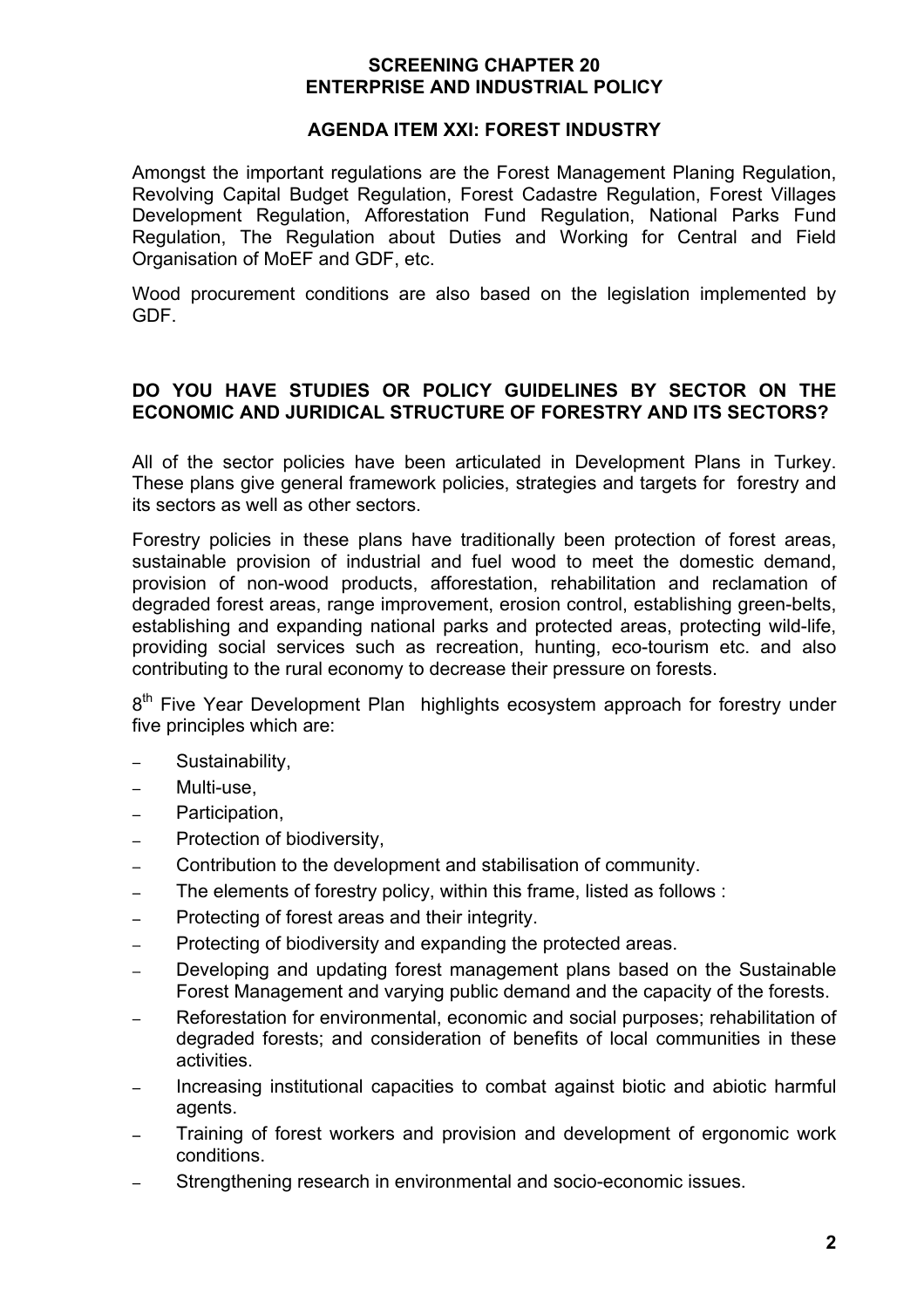**SCREENING CHAPTER 20**
**ENTERPRISE AND INDUSTRIAL POLICY**

**AGENDA ITEM XXI: FOREST INDUSTRY**

Amongst the important regulations are the Forest Management Planing Regulation, Revolving Capital Budget Regulation, Forest Cadastre Regulation, Forest Villages Development Regulation, Afforestation Fund Regulation, National Parks Fund Regulation, The Regulation about Duties and Working for Central and Field Organisation of MoEF and GDF, etc.

Wood procurement conditions are also based on the legislation implemented by GDF.

**DO YOU HAVE STUDIES OR POLICY GUIDELINES BY SECTOR ON THE ECONOMIC AND JURIDICAL STRUCTURE OF FORESTRY AND ITS SECTORS?**

All of the sector policies have been articulated in Development Plans in Turkey. These plans give general framework policies, strategies and targets for forestry and its sectors as well as other sectors.

Forestry policies in these plans have traditionally been protection of forest areas, sustainable provision of industrial and fuel wood to meet the domestic demand, provision of non-wood products, afforestation, rehabilitation and reclamation of degraded forest areas, range improvement, erosion control, establishing green-belts, establishing and expanding national parks and protected areas, protecting wild-life, providing social services such as recreation, hunting, eco-tourism etc. and also contributing to the rural economy to decrease their pressure on forests.

8th Five Year Development Plan highlights ecosystem approach for forestry under five principles which are:

- Sustainability,
- Multi-use,
- Participation,
- Protection of biodiversity,
- Contribution to the development and stabilisation of community.
- The elements of forestry policy, within this frame, listed as follows :
- Protecting of forest areas and their integrity.
- Protecting of biodiversity and expanding the protected areas.
- Developing and updating forest management plans based on the Sustainable Forest Management and varying public demand and the capacity of the forests.
- Reforestation for environmental, economic and social purposes; rehabilitation of degraded forests; and consideration of benefits of local communities in these activities.
- Increasing institutional capacities to combat against biotic and abiotic harmful agents.
- Training of forest workers and provision and development of ergonomic work conditions.
- Strengthening research in environmental and socio-economic issues.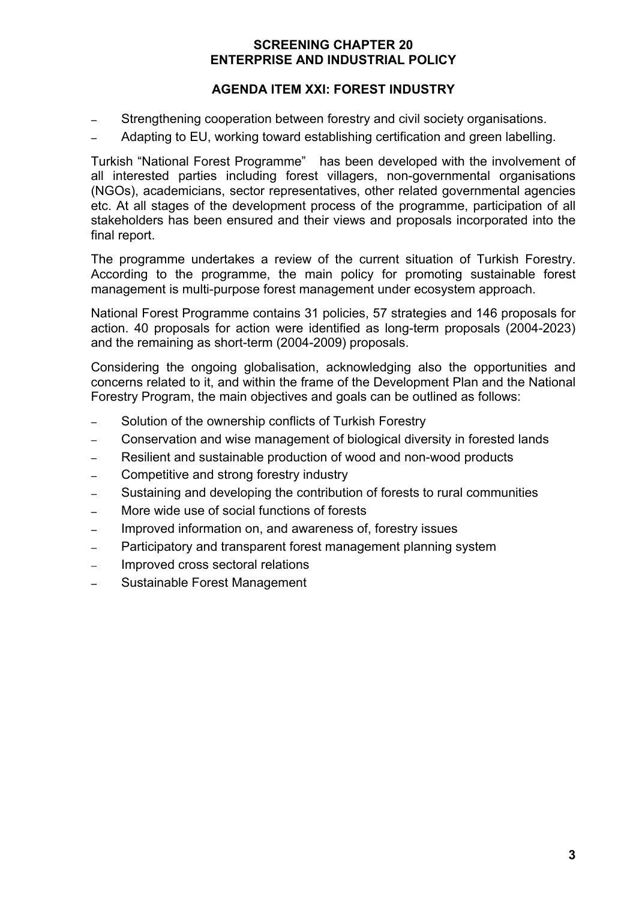- Strengthening cooperation between forestry and civil society organisations.
- Adapting to EU, working toward establishing certification and green labelling.

Turkish “National Forest Programme” has been developed with the involvement of all interested parties including forest villagers, non-governmental organisations (NGOs), academicians, sector representatives, other related governmental agencies etc. At all stages of the development process of the programme, participation of all stakeholders has been ensured and their views and proposals incorporated into the final report.

The programme undertakes a review of the current situation of Turkish Forestry. According to the programme, the main policy for promoting sustainable forest management is multi-purpose forest management under ecosystem approach.

National Forest Programme contains 31 policies, 57 strategies and 146 proposals for action. 40 proposals for action were identified as long-term proposals (2004-2023) and the remaining as short-term (2004-2009) proposals.

Considering the ongoing globalisation, acknowledging also the opportunities and concerns related to it, and within the frame of the Development Plan and the National Forestry Program, the main objectives and goals can be outlined as follows:

- Solution of the ownership conflicts of Turkish Forestry
- Conservation and wise management of biological diversity in forested lands
- Resilient and sustainable production of wood and non-wood products
- Competitive and strong forestry industry
- Sustaining and developing the contribution of forests to rural communities
- More wide use of social functions of forests
- Improved information on, and awareness of, forestry issues
- Participatory and transparent forest management planning system
- Improved cross sectoral relations
- Sustainable Forest Management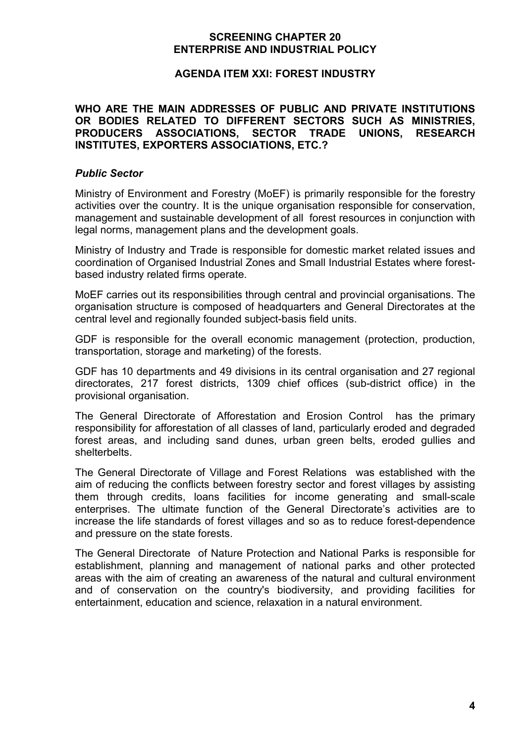**SCREENING CHAPTER 20**
**ENTERPRISE AND INDUSTRIAL POLICY**

**AGENDA ITEM XXI: FOREST INDUSTRY**

**WHO ARE THE MAIN ADDRESSES OF PUBLIC AND PRIVATE INSTITUTIONS OR BODIES RELATED TO DIFFERENT SECTORS SUCH AS MINISTRIES, PRODUCERS ASSOCIATIONS, SECTOR TRADE UNIONS, RESEARCH INSTITUTES, EXPORTERS ASSOCIATIONS, ETC.?**

***Public Sector***

Ministry of Environment and Forestry (MoEF) is primarily responsible for the forestry activities over the country. It is the unique organisation responsible for conservation, management and sustainable development of all forest resources in conjunction with legal norms, management plans and the development goals.

Ministry of Industry and Trade is responsible for domestic market related issues and coordination of Organised Industrial Zones and Small Industrial Estates where forest-based industry related firms operate.

MoEF carries out its responsibilities through central and provincial organisations. The organisation structure is composed of headquarters and General Directorates at the central level and regionally founded subject-basis field units.

GDF is responsible for the overall economic management (protection, production, transportation, storage and marketing) of the forests.

GDF has 10 departments and 49 divisions in its central organisation and 27 regional directorates, 217 forest districts, 1309 chief offices (sub-district office) in the provisional organisation.

The General Directorate of Afforestation and Erosion Control has the primary responsibility for afforestation of all classes of land, particularly eroded and degraded forest areas, and including sand dunes, urban green belts, eroded gullies and shelterbelts.

The General Directorate of Village and Forest Relations was established with the aim of reducing the conflicts between forestry sector and forest villages by assisting them through credits, loans facilities for income generating and small-scale enterprises. The ultimate function of the General Directorate's activities are to increase the life standards of forest villages and so as to reduce forest-dependence and pressure on the state forests.

The General Directorate of Nature Protection and National Parks is responsible for establishment, planning and management of national parks and other protected areas with the aim of creating an awareness of the natural and cultural environment and of conservation on the country's biodiversity, and providing facilities for entertainment, education and science, relaxation in a natural environment.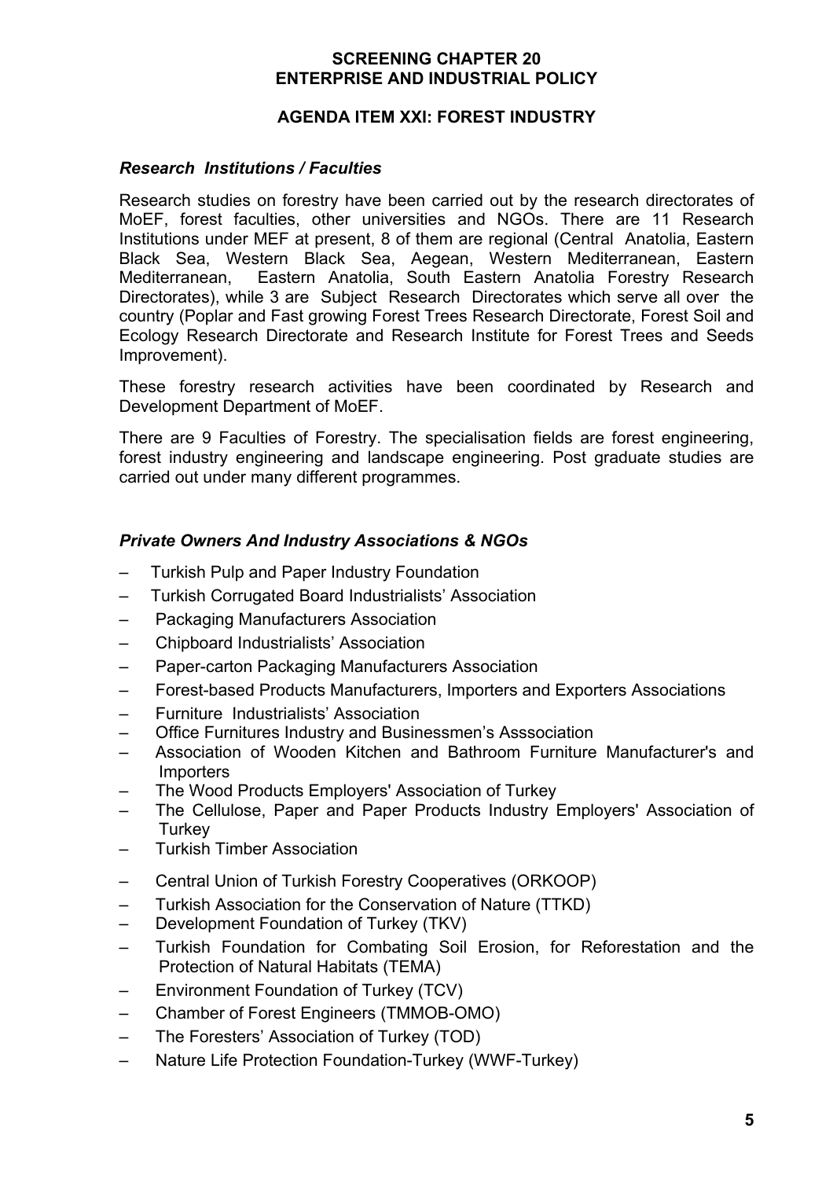**SCREENING CHAPTER 20**
**ENTERPRISE AND INDUSTRIAL POLICY**

**AGENDA ITEM XXI: FOREST INDUSTRY**

### *Research Institutions / Faculties*

Research studies on forestry have been carried out by the research directorates of MoEF, forest faculties, other universities and NGOs. There are 11 Research Institutions under MEF at present, 8 of them are regional (Central Anatolia, Eastern Black Sea, Western Black Sea, Aegean, Western Mediterranean, Eastern Mediterranean, Eastern Anatolia, South Eastern Anatolia Forestry Research Directorates), while 3 are Subject Research Directorates which serve all over the country (Poplar and Fast growing Forest Trees Research Directorate, Forest Soil and Ecology Research Directorate and Research Institute for Forest Trees and Seeds Improvement).

These forestry research activities have been coordinated by Research and Development Department of MoEF.

There are 9 Faculties of Forestry. The specialisation fields are forest engineering, forest industry engineering and landscape engineering. Post graduate studies are carried out under many different programmes.

### *Private Owners And Industry Associations & NGOs*

- Turkish Pulp and Paper Industry Foundation
- Turkish Corrugated Board Industrialists' Association
- Packaging Manufacturers Association
- Chipboard Industrialists' Association
- Paper-carton Packaging Manufacturers Association
- Forest-based Products Manufacturers, Importers and Exporters Associations
- Furniture Industrialists' Association
- Office Furnitures Industry and Businessmen's Asssociation
- Association of Wooden Kitchen and Bathroom Furniture Manufacturer's and Importers
- The Wood Products Employers' Association of Turkey
- The Cellulose, Paper and Paper Products Industry Employers' Association of Turkey
- Turkish Timber Association
- Central Union of Turkish Forestry Cooperatives (ORKOOP)
- Turkish Association for the Conservation of Nature (TTKD)
- Development Foundation of Turkey (TKV)
- Turkish Foundation for Combating Soil Erosion, for Reforestation and the Protection of Natural Habitats (TEMA)
- Environment Foundation of Turkey (TCV)
- Chamber of Forest Engineers (TMMOB-OMO)
- The Foresters' Association of Turkey (TOD)
- Nature Life Protection Foundation-Turkey (WWF-Turkey)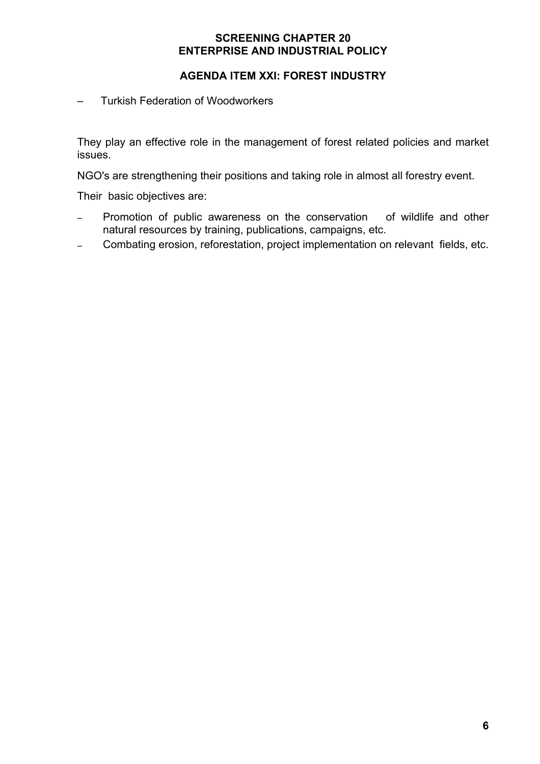- Turkish Federation of Woodworkers

They play an effective role in the management of forest related policies and market issues.

NGO's are strengthening their positions and taking role in almost all forestry event.

Their basic objectives are:

- Promotion of public awareness on the conservation of wildlife and other natural resources by training, publications, campaigns, etc.
- Combating erosion, reforestation, project implementation on relevant fields, etc.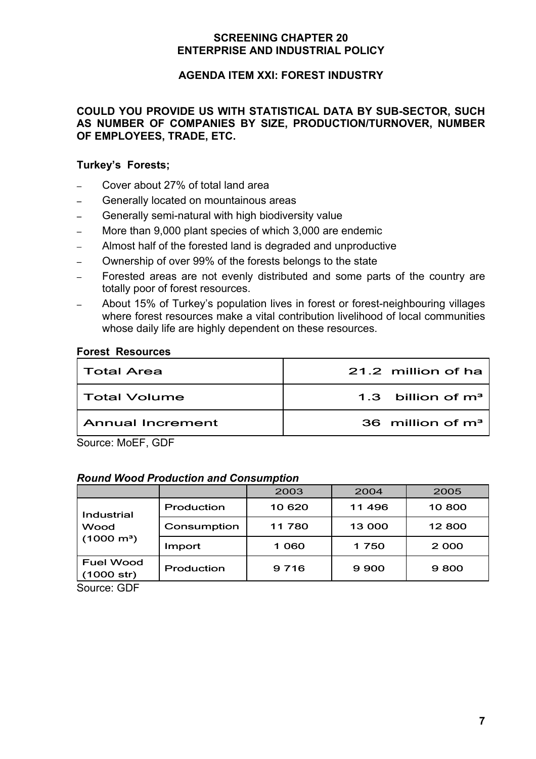**SCREENING CHAPTER 20**
**ENTERPRISE AND INDUSTRIAL POLICY**

**AGENDA ITEM XXI: FOREST INDUSTRY**

**COULD YOU PROVIDE US WITH STATISTICAL DATA BY SUB-SECTOR, SUCH AS NUMBER OF COMPANIES BY SIZE, PRODUCTION/TURNOVER, NUMBER OF EMPLOYEES, TRADE, ETC.**

**Turkey's Forests;**

- Cover about 27% of total land area
- Generally located on mountainous areas
- Generally semi-natural with high biodiversity value
- More than 9,000 plant species of which 3,000 are endemic
- Almost half of the forested land is degraded and unproductive
- Ownership of over 99% of the forests belongs to the state
- Forested areas are not evenly distributed and some parts of the country are totally poor of forest resources.
- About 15% of Turkey's population lives in forest or forest-neighbouring villages where forest resources make a vital contribution livelihood of local communities whose daily life are highly dependent on these resources.

**Forest Resources**

| | |
|---|---|
| Total Area | 21.2 million of ha |
| Total Volume | 1.3 billion of m³ |
| Annual Increment | 36 million of m³ |

Source: MoEF, GDF

***Round Wood Production and Consumption***

| | | 2003 | 2004 | 2005 |
|---|---|---|---|---|
| Industrial Wood (1000 m³) | Production | 10 620 | 11 496 | 10 800 |
| | Consumption | 11 780 | 13 000 | 12 800 |
| | Import | 1 060 | 1 750 | 2 000 |
| Fuel Wood (1000 str) | Production | 9 716 | 9 900 | 9 800 |

Source: GDF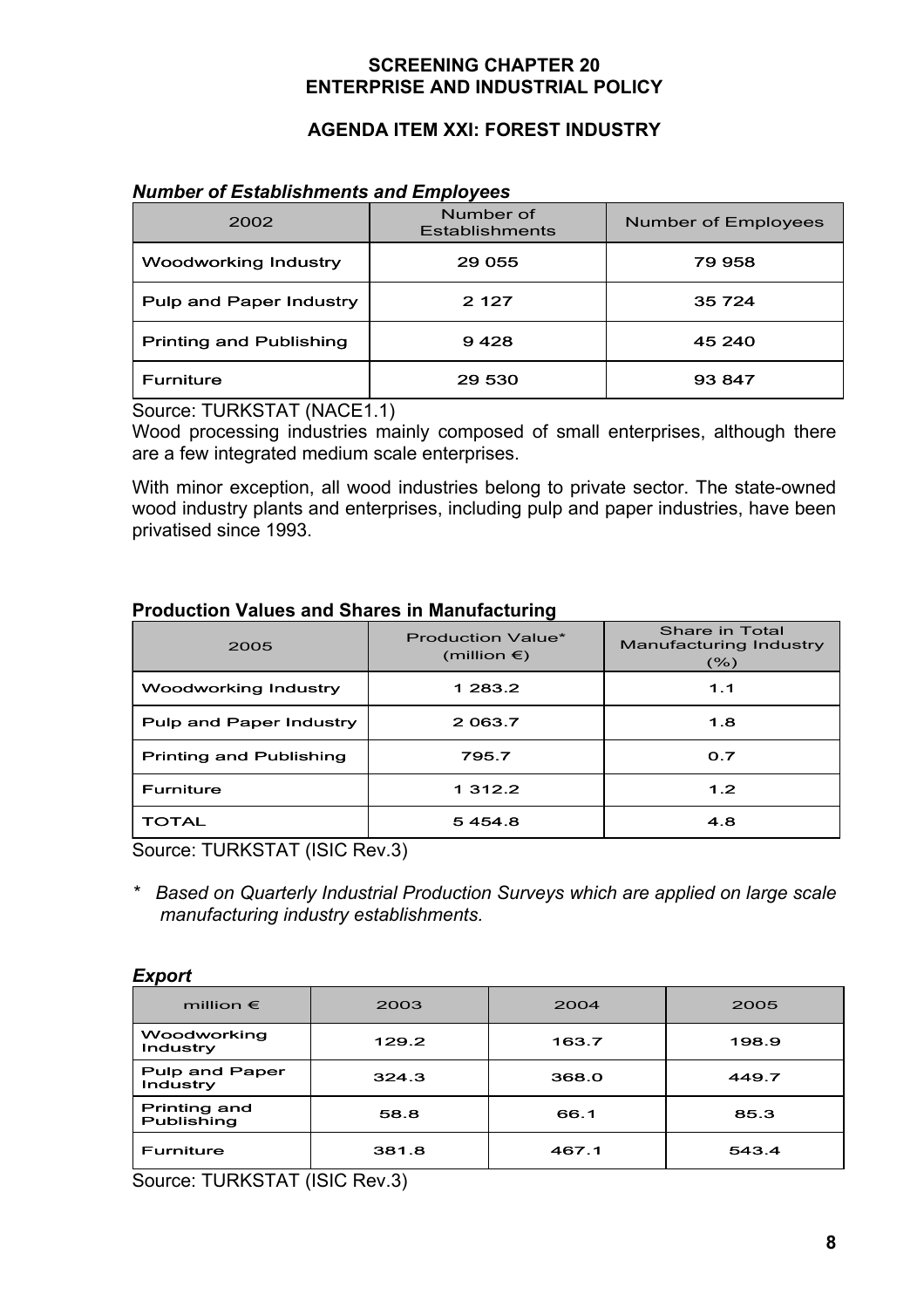**SCREENING CHAPTER 20**
**ENTERPRISE AND INDUSTRIAL POLICY**

**AGENDA ITEM XXI: FOREST INDUSTRY**

***Number of Establishments and Employees***

| 2002 | Number of Establishments | Number of Employees |
|---|---|---|
| Woodworking Industry | 29 055 | 79 958 |
| Pulp and Paper Industry | 2 127 | 35 724 |
| Printing and Publishing | 9 428 | 45 240 |
| Furniture | 29 530 | 93 847 |

Source: TURKSTAT (NACE1.1)

Wood processing industries mainly composed of small enterprises, although there are a few integrated medium scale enterprises.

With minor exception, all wood industries belong to private sector. The state-owned wood industry plants and enterprises, including pulp and paper industries, have been privatised since 1993.

**Production Values and Shares in Manufacturing**

| 2005 | Production Value* (million €) | Share in Total Manufacturing Industry (%) |
|---|---|---|
| Woodworking Industry | 1 283.2 | 1.1 |
| Pulp and Paper Industry | 2 063.7 | 1.8 |
| Printing and Publishing | 795.7 | 0.7 |
| Furniture | 1 312.2 | 1.2 |
| TOTAL | 5 454.8 | 4.8 |

Source: TURKSTAT (ISIC Rev.3)

\* *Based on Quarterly Industrial Production Surveys which are applied on large scale manufacturing industry establishments.*

***Export***

| million € | 2003 | 2004 | 2005 |
|---|---|---|---|
| Woodworking Industry | 129.2 | 163.7 | 198.9 |
| Pulp and Paper Industry | 324.3 | 368.0 | 449.7 |
| Printing and Publishing | 58.8 | 66.1 | 85.3 |
| Furniture | 381.8 | 467.1 | 543.4 |

Source: TURKSTAT (ISIC Rev.3)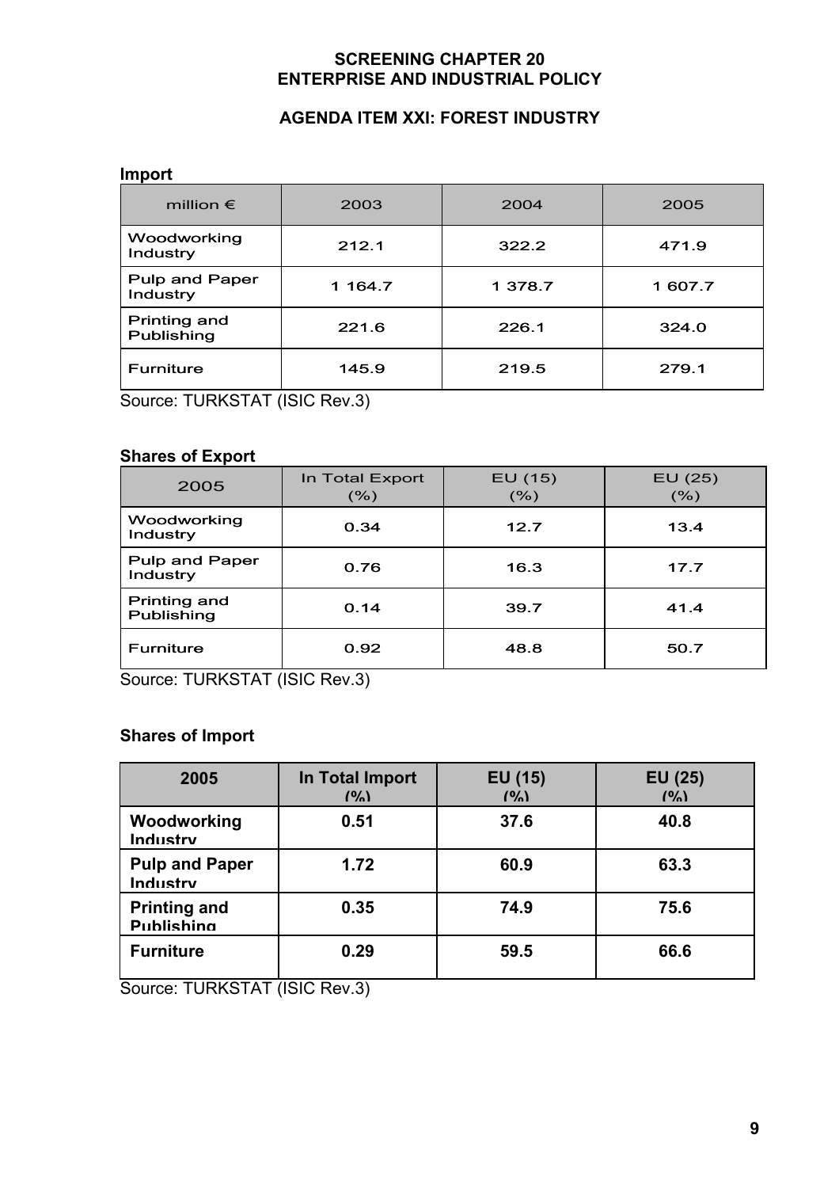**SCREENING CHAPTER 20**
**ENTERPRISE AND INDUSTRIAL POLICY**

**AGENDA ITEM XXI: FOREST INDUSTRY**

**Import**

| million € | 2003 | 2004 | 2005 |
|---|---|---|---|
| Woodworking Industry | 212.1 | 322.2 | 471.9 |
| Pulp and Paper Industry | 1 164.7 | 1 378.7 | 1 607.7 |
| Printing and Publishing | 221.6 | 226.1 | 324.0 |
| Furniture | 145.9 | 219.5 | 279.1 |

Source: TURKSTAT (ISIC Rev.3)

**Shares of Export**

| 2005 | In Total Export (%) | EU (15) (%) | EU (25) (%) |
|---|---|---|---|
| Woodworking Industry | 0.34 | 12.7 | 13.4 |
| Pulp and Paper Industry | 0.76 | 16.3 | 17.7 |
| Printing and Publishing | 0.14 | 39.7 | 41.4 |
| Furniture | 0.92 | 48.8 | 50.7 |

Source: TURKSTAT (ISIC Rev.3)

**Shares of Import**

| 2005 | In Total Import (%) | EU (15) (%) | EU (25) (%) |
|---|---|---|---|
| **Woodworking Industry** | **0.51** | **37.6** | **40.8** |
| **Pulp and Paper Industry** | **1.72** | **60.9** | **63.3** |
| **Printing and Publishing** | **0.35** | **74.9** | **75.6** |
| **Furniture** | **0.29** | **59.5** | **66.6** |

Source: TURKSTAT (ISIC Rev.3)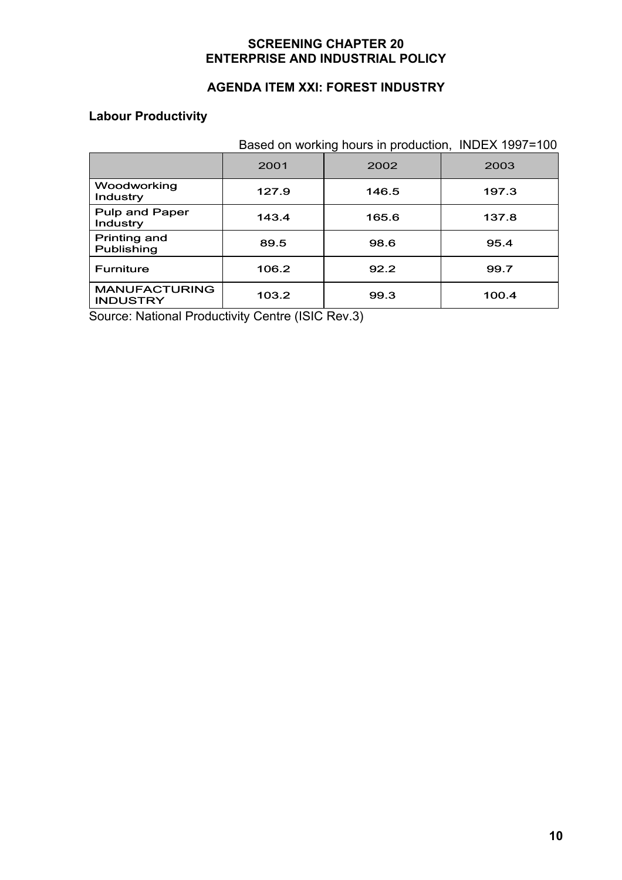**SCREENING CHAPTER 20**
**ENTERPRISE AND INDUSTRIAL POLICY**

**AGENDA ITEM XXI: FOREST INDUSTRY**

## Labour Productivity

Based on working hours in production, INDEX 1997=100

| | 2001 | 2002 | 2003 |
|---|---|---|---|
| Woodworking Industry | 127.9 | 146.5 | 197.3 |
| Pulp and Paper Industry | 143.4 | 165.6 | 137.8 |
| Printing and Publishing | 89.5 | 98.6 | 95.4 |
| Furniture | 106.2 | 92.2 | 99.7 |
| MANUFACTURING INDUSTRY | 103.2 | 99.3 | 100.4 |

Source: National Productivity Centre (ISIC Rev.3)